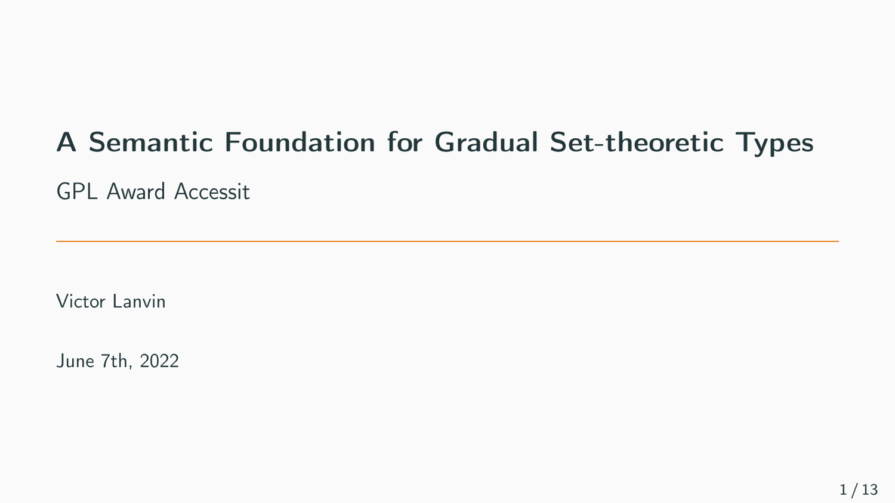# A Semantic Foundation for Gradual Set-theoretic Types

GPL Award Accessit

---

Victor Lanvin

June 7th, 2022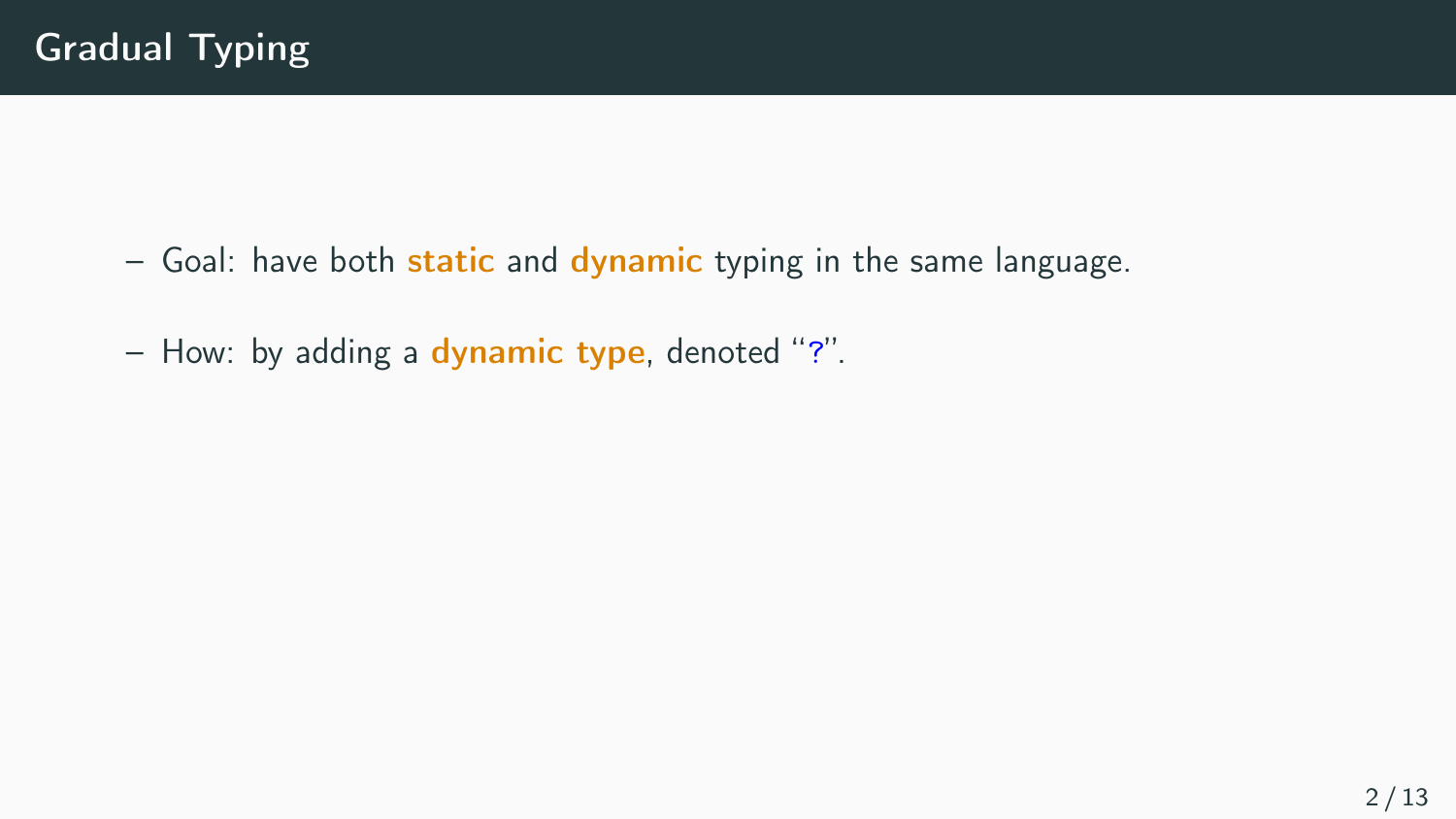# Gradual Typing

- Goal: have both **static** and **dynamic** typing in the same language.
- How: by adding a **dynamic type**, denoted "?".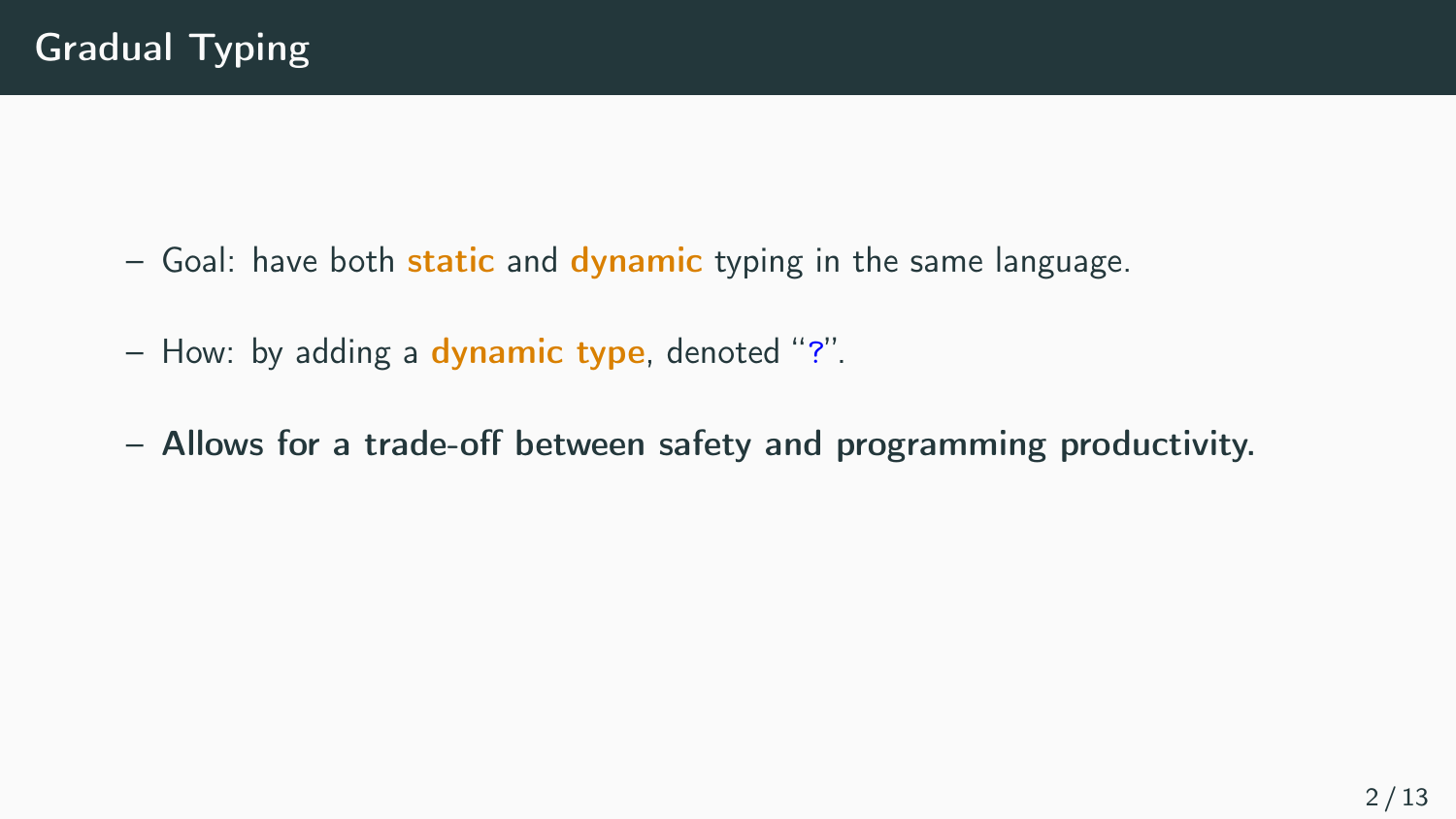# Gradual Typing

- Goal: have both **static** and **dynamic** typing in the same language.
- How: by adding a **dynamic type**, denoted "?".
- **Allows for a trade-off between safety and programming productivity.**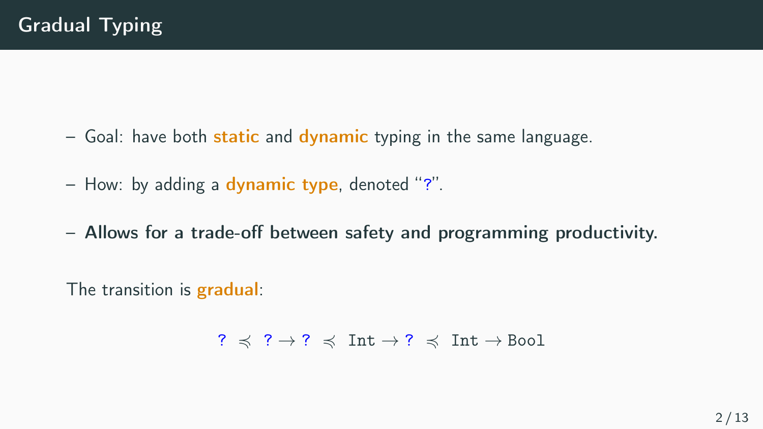# Gradual Typing

- Goal: have both static and dynamic typing in the same language.
- How: by adding a dynamic type, denoted "?".
- **Allows for a trade-off between safety and programming productivity.**

The transition is gradual:

$$? \preccurlyeq ? \to ? \preccurlyeq \texttt{Int} \to ? \preccurlyeq \texttt{Int} \to \texttt{Bool}$$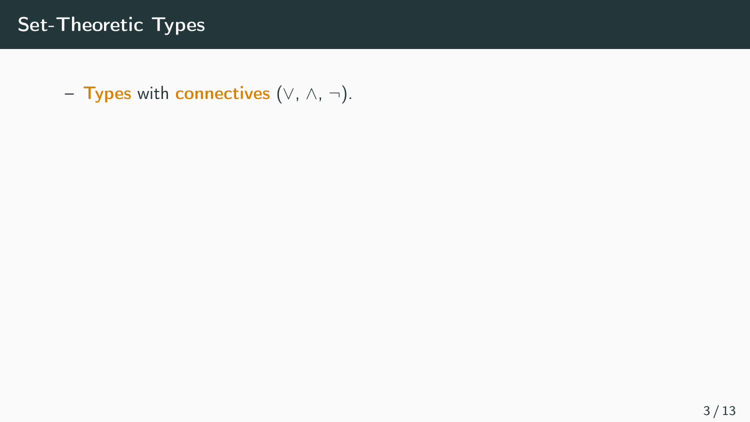# Set-Theoretic Types

- **Types** with **connectives** ($\vee$, $\wedge$, $\neg$).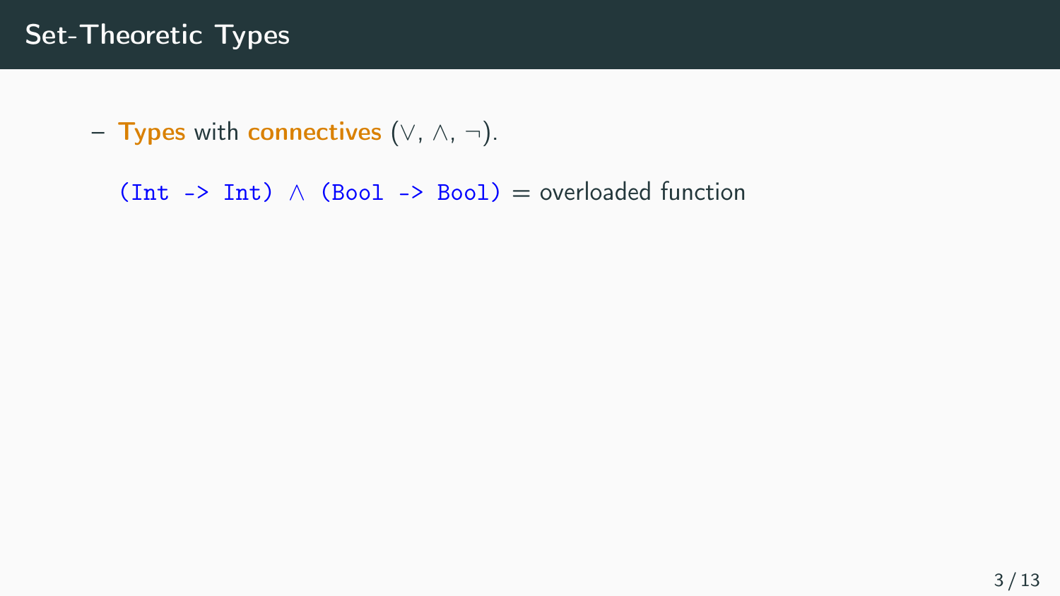## Set-Theoretic Types

- **Types** with **connectives** ($\vee$, $\wedge$, $\neg$).

  `(Int -> Int)` $\wedge$ `(Bool -> Bool)` = overloaded function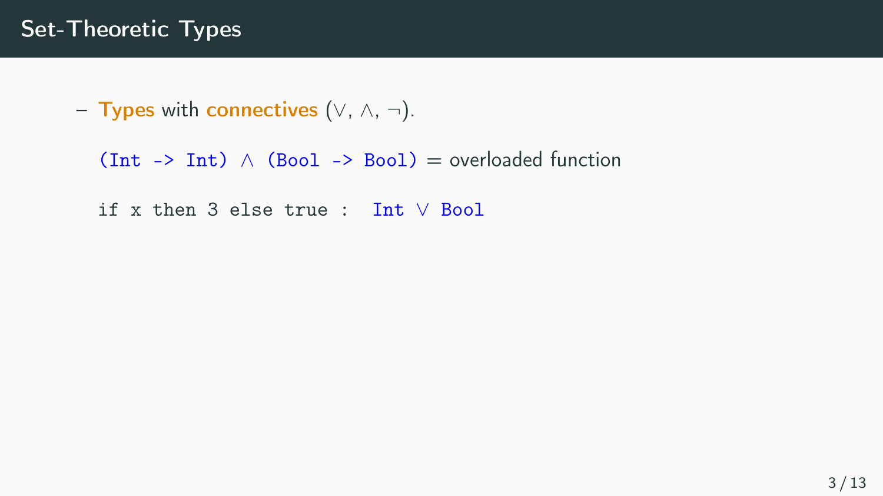# Set-Theoretic Types

- **Types** with **connectives** ($\vee$, $\wedge$, $\neg$).

  `(Int -> Int)` $\wedge$ `(Bool -> Bool)` = overloaded function

  `if x then 3 else true :` `Int` $\vee$ `Bool`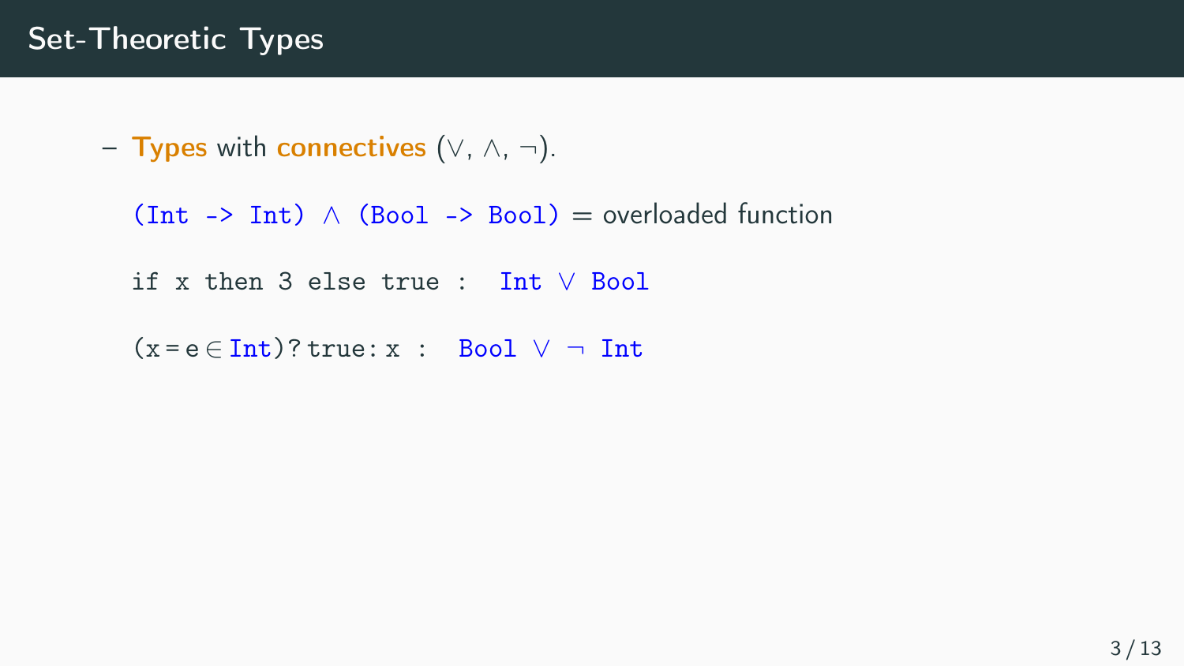# Set-Theoretic Types

- **Types** with **connectives** ($\vee$, $\wedge$, $\neg$).

  `(Int -> Int)` $\wedge$ `(Bool -> Bool)` = overloaded function

  `if x then 3 else true :` `Int` $\vee$ `Bool`

  $(x = e \in$ `Int`$)$`? true : x :` `Bool` $\vee$ $\neg$ `Int`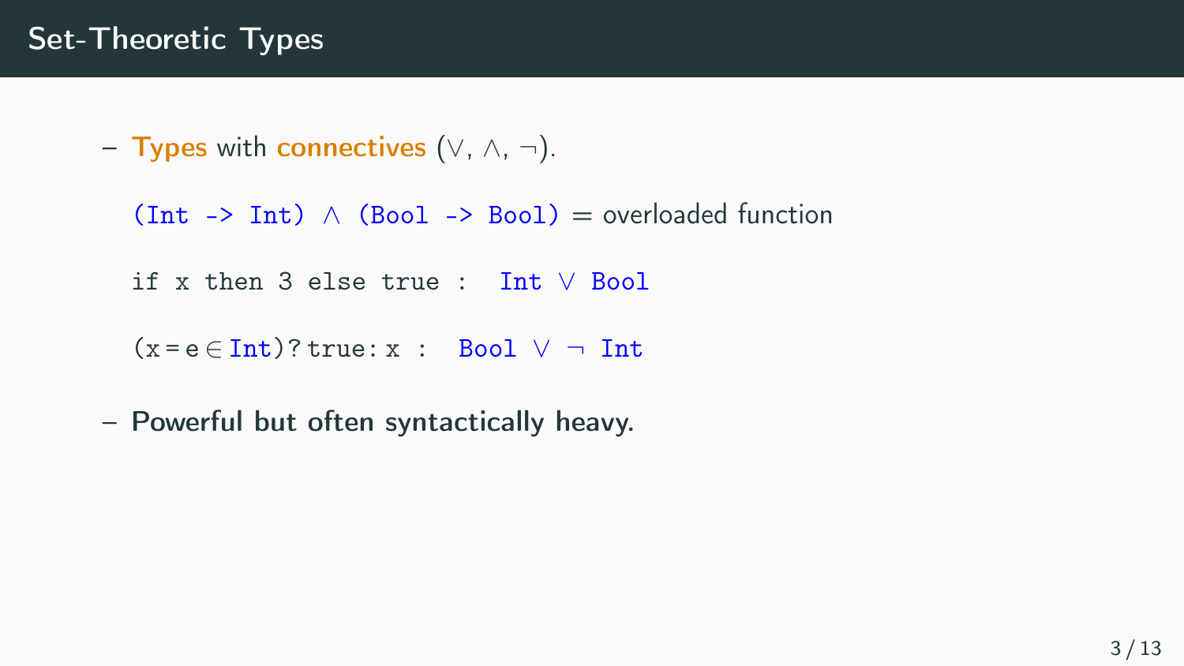# Set-Theoretic Types

- **Types** with **connectives** ($\vee$, $\wedge$, $\neg$).

  `(Int -> Int)` $\wedge$ `(Bool -> Bool)` = overloaded function

  `if x then 3 else true :` `Int` $\vee$ `Bool`

  $(\mathtt{x} = \mathtt{e} \in$ `Int`$)$`?true:x :` `Bool` $\vee$ $\neg$ `Int`

- **Powerful but often syntactically heavy.**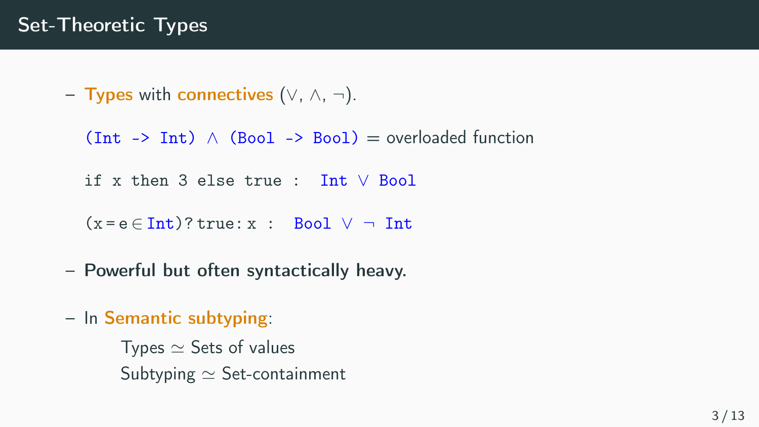# Set-Theoretic Types

- **Types** with **connectives** ($\vee$, $\wedge$, $\neg$).

  `(Int -> Int)` $\wedge$ `(Bool -> Bool)` = overloaded function

  `if x then 3 else true :` `Int` $\vee$ `Bool`

  $(\mathtt{x} = \mathtt{e} \in$ `Int`$)$`?true:x :` `Bool` $\vee$ $\neg$ `Int`

- **Powerful but often syntactically heavy.**

- In **Semantic subtyping**:

  Types $\simeq$ Sets of values
  Subtyping $\simeq$ Set-containment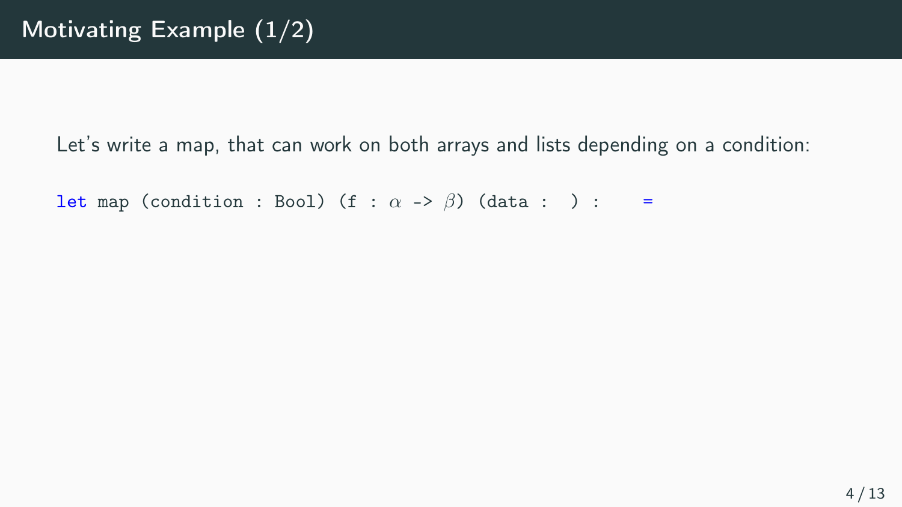# Motivating Example (1/2)

Let's write a map, that can work on both arrays and lists depending on a condition:

```
let map (condition : Bool) (f : α -> β) (data :  ) :    =
```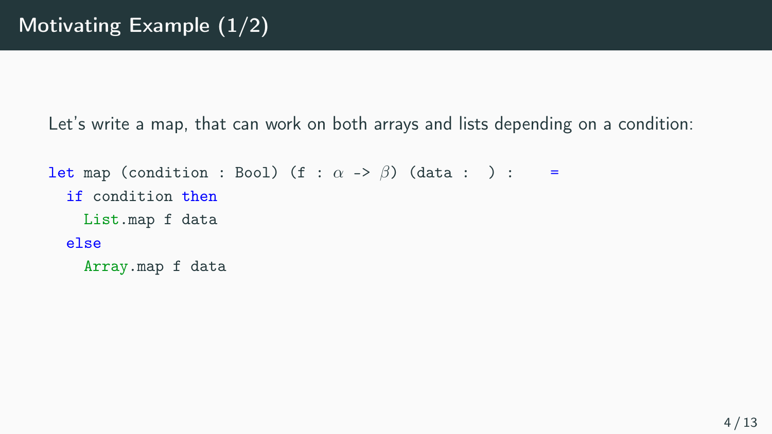# Motivating Example (1/2)

Let's write a map, that can work on both arrays and lists depending on a condition:

```
let map (condition : Bool) (f : α -> β) (data :  ) :    =
  if condition then
    List.map f data
  else
    Array.map f data
```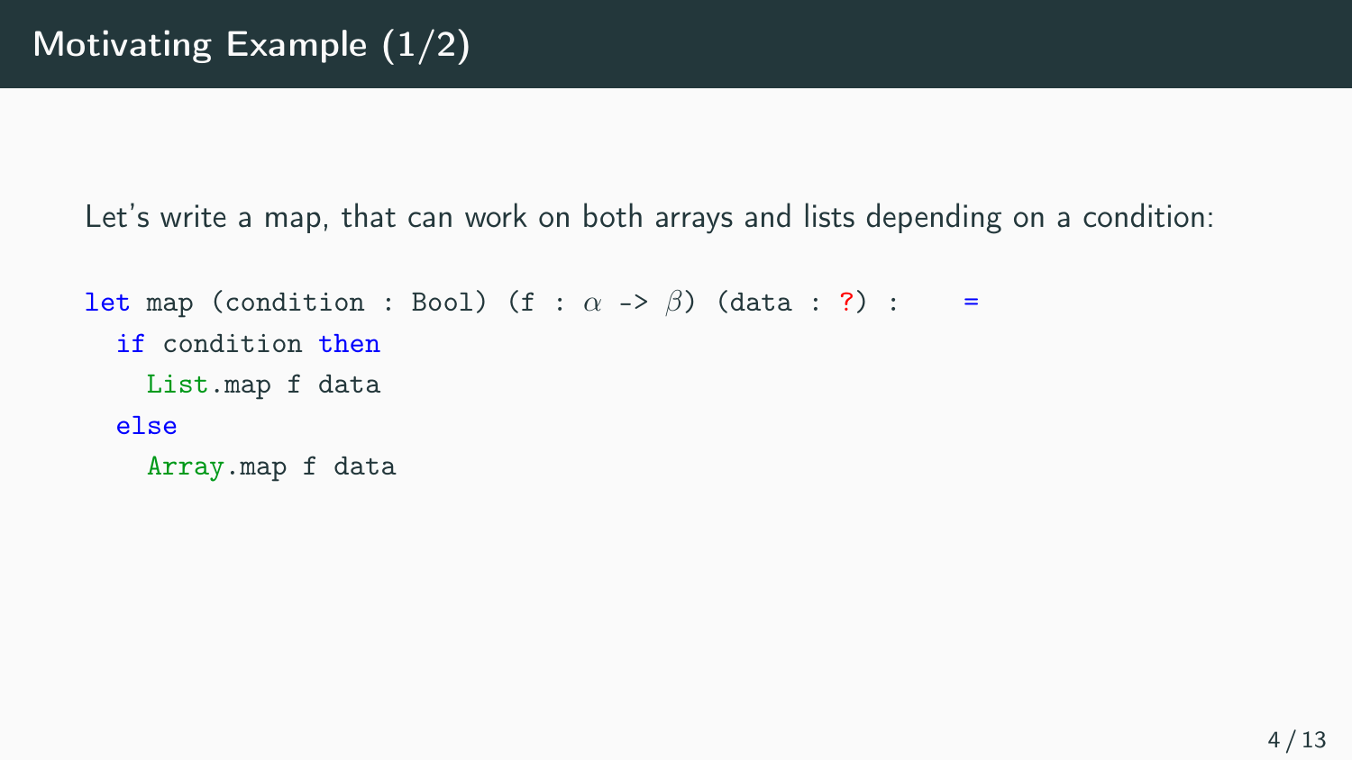# Motivating Example (1/2)

Let's write a map, that can work on both arrays and lists depending on a condition:

```
let map (condition : Bool) (f : α -> β) (data : ?) :    =
  if condition then
    List.map f data
  else
    Array.map f data
```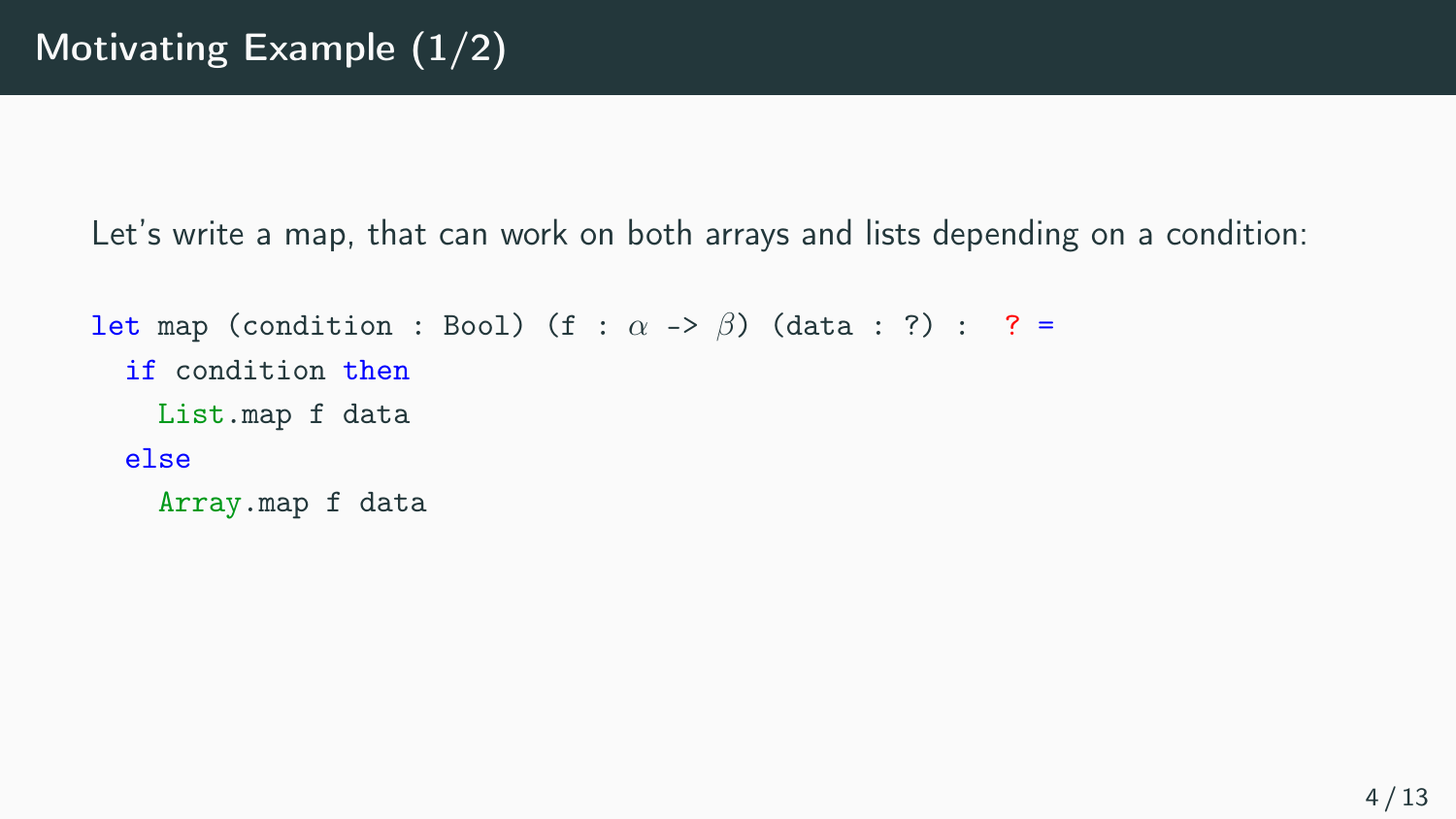# Motivating Example (1/2)

Let's write a map, that can work on both arrays and lists depending on a condition:

```
let map (condition : Bool) (f : α -> β) (data : ?) :  ? =
  if condition then
    List.map f data
  else
    Array.map f data
```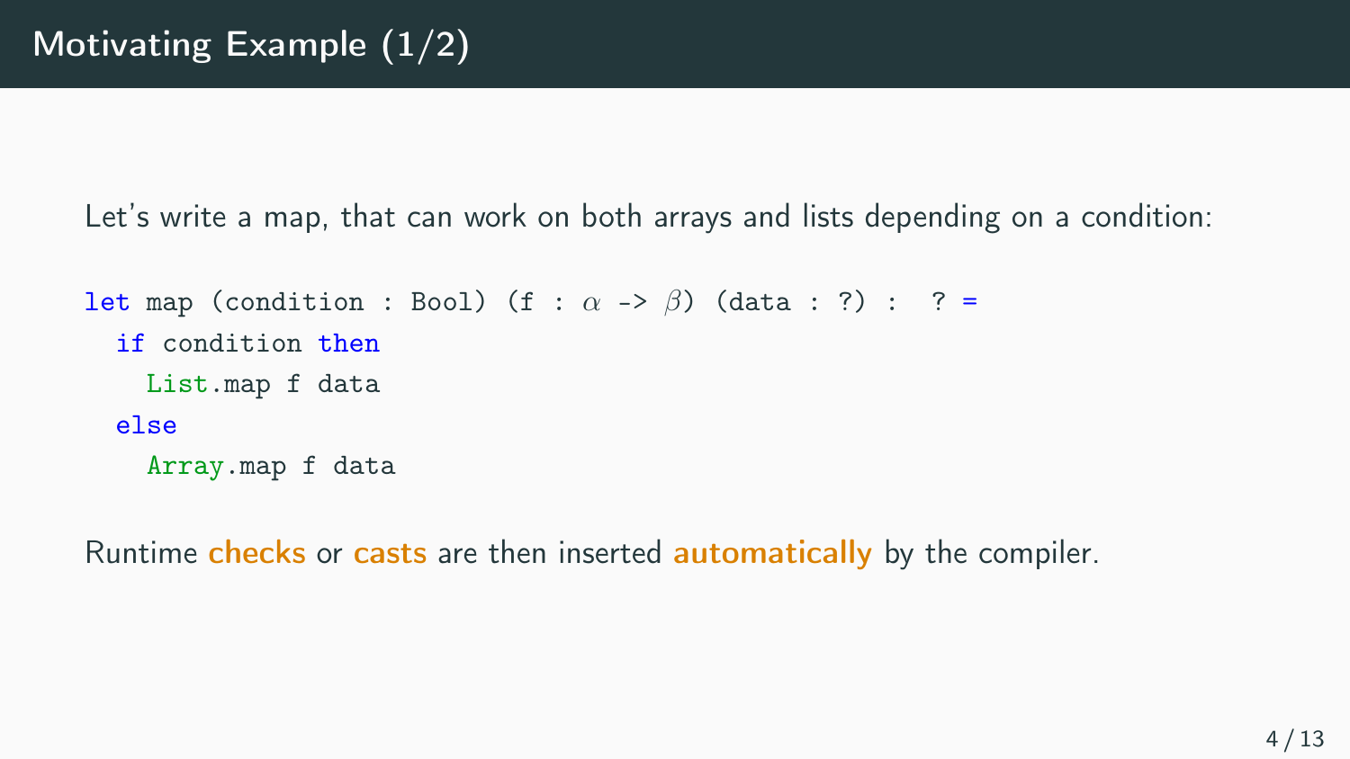# Motivating Example (1/2)

Let's write a map, that can work on both arrays and lists depending on a condition:

```
let map (condition : Bool) (f : α -> β) (data : ?) :  ? =
  if condition then
    List.map f data
  else
    Array.map f data
```

Runtime **checks** or **casts** are then inserted **automatically** by the compiler.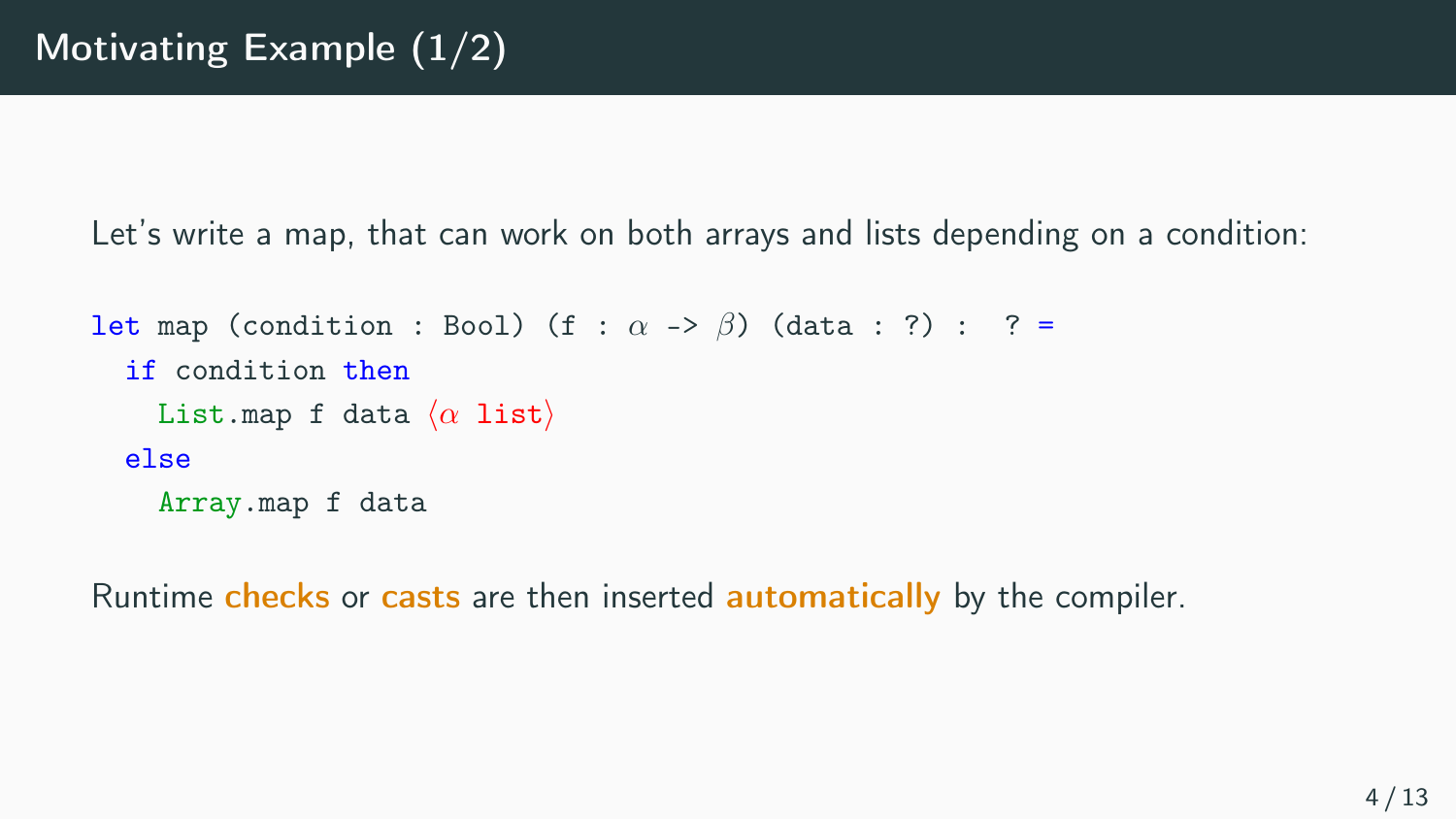## Motivating Example (1/2)

Let's write a map, that can work on both arrays and lists depending on a condition:

```
let map (condition : Bool) (f : α -> β) (data : ?) :  ? =
  if condition then
    List.map f data ⟨α list⟩
  else
    Array.map f data
```

Runtime **checks** or **casts** are then inserted **automatically** by the compiler.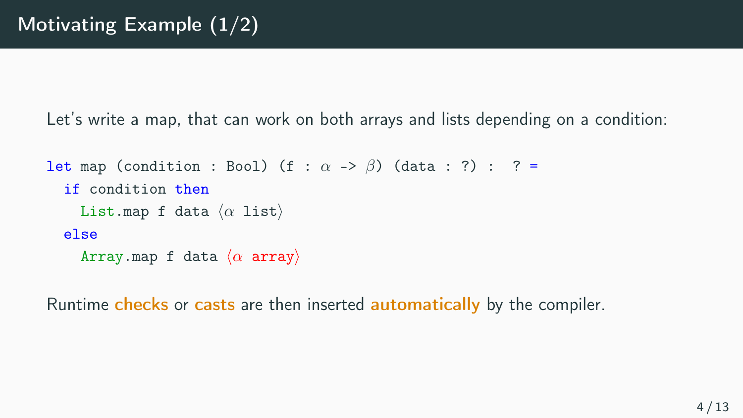# Motivating Example (1/2)

Let's write a map, that can work on both arrays and lists depending on a condition:

```
let map (condition : Bool) (f : α -> β) (data : ?) :  ? =
  if condition then
    List.map f data ⟨α list⟩
  else
    Array.map f data ⟨α array⟩
```

Runtime **checks** or **casts** are then inserted **automatically** by the compiler.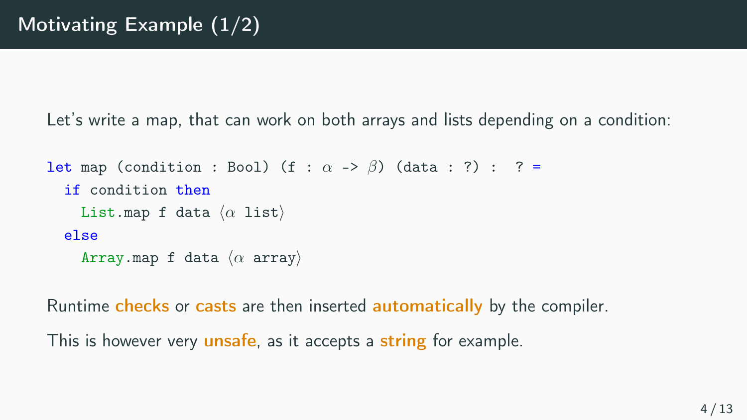# Motivating Example (1/2)

Let's write a map, that can work on both arrays and lists depending on a condition:

```
let map (condition : Bool) (f : α -> β) (data : ?) :  ? =
  if condition then
    List.map f data ⟨α list⟩
  else
    Array.map f data ⟨α array⟩
```

Runtime **checks** or **casts** are then inserted **automatically** by the compiler.

This is however very **unsafe**, as it accepts a **string** for example.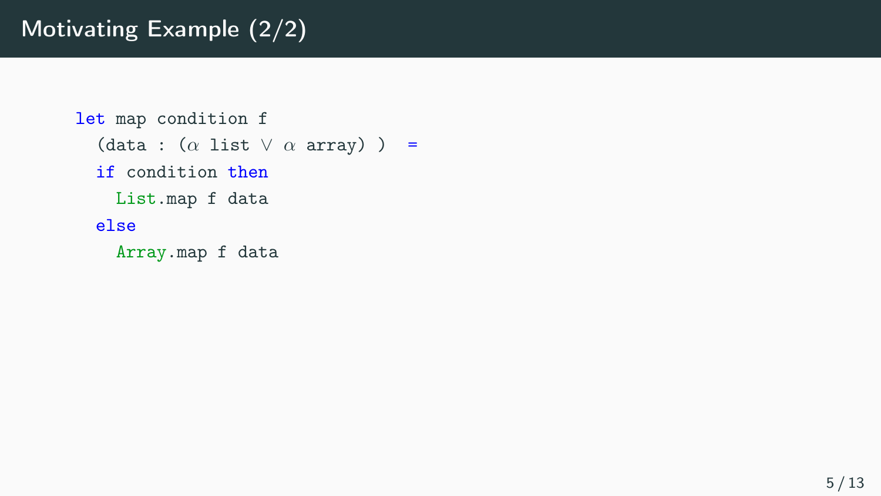# Motivating Example (2/2)

```
let map condition f
  (data : (α list ∨ α array) )  =
  if condition then
    List.map f data
  else
    Array.map f data
```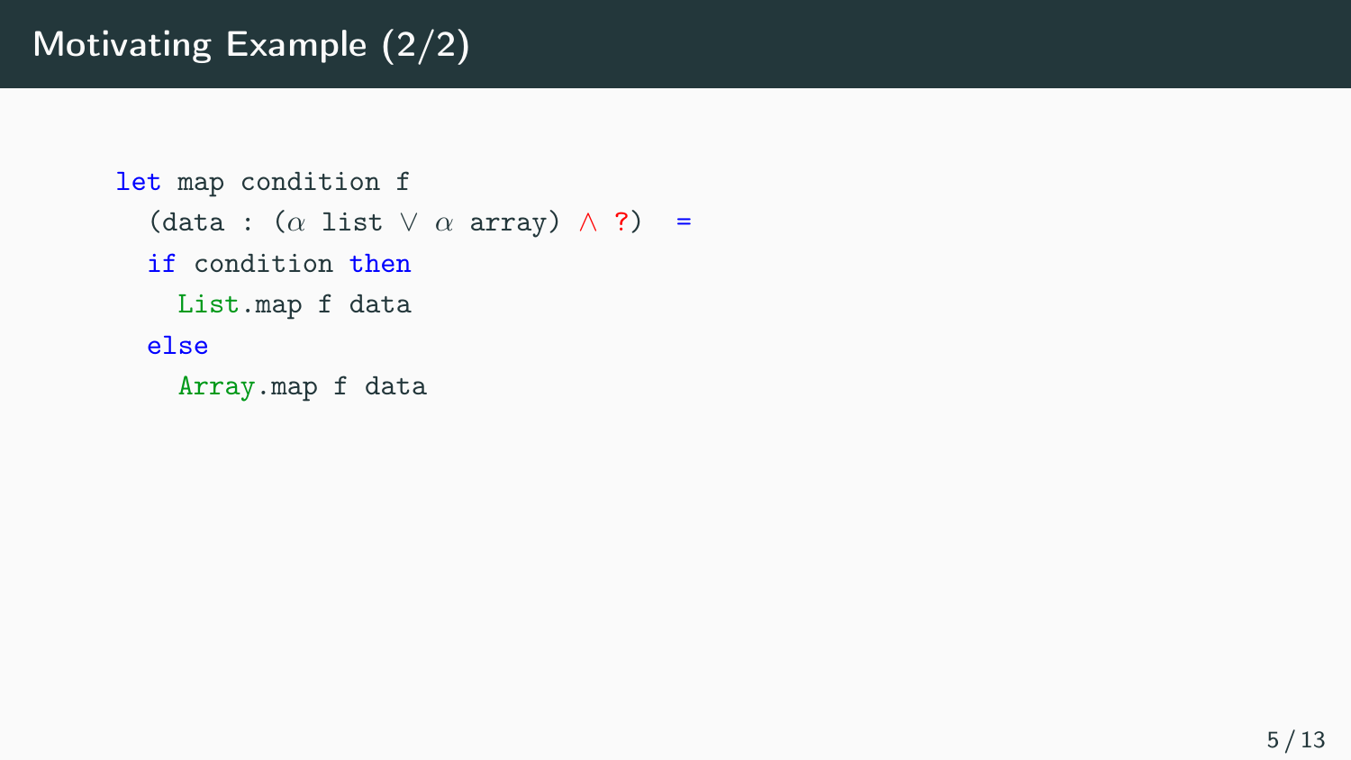# Motivating Example (2/2)

```
let map condition f
  (data : (α list ∨ α array) ∧ ?)  =
  if condition then
    List.map f data
  else
    Array.map f data
```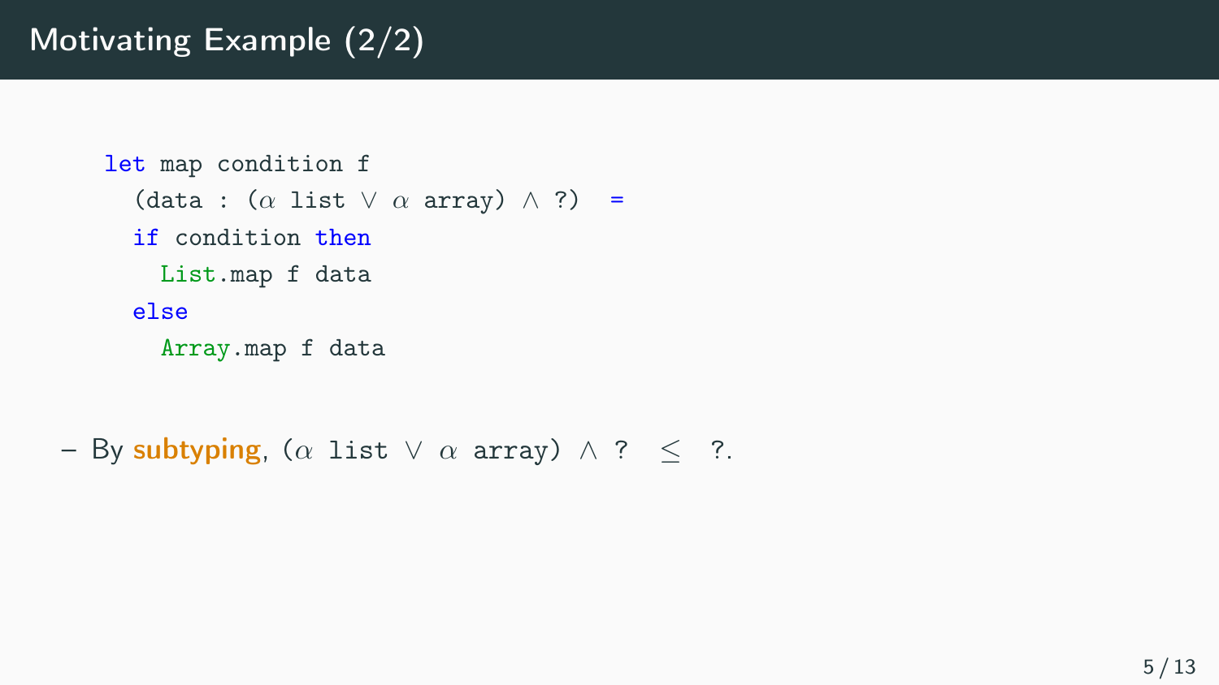# Motivating Example (2/2)

```
let map condition f
  (data : (α list ∨ α array) ∧ ?)  =
  if condition then
    List.map f data
  else
    Array.map f data
```

– By **subtyping**, $(\alpha\ \texttt{list} \vee \alpha\ \texttt{array}) \wedge\ ? \ \leq\ ?$.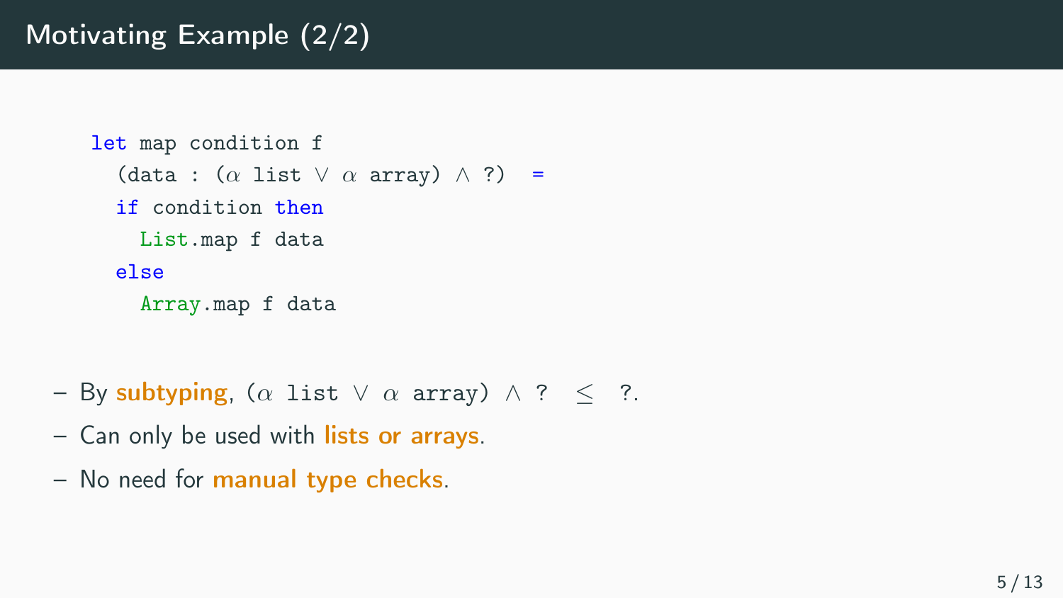# Motivating Example (2/2)

```
let map condition f
  (data : (α list ∨ α array) ∧ ?)  =
  if condition then
    List.map f data
  else
    Array.map f data
```

- By **subtyping**, $(\alpha\ \texttt{list} \lor \alpha\ \texttt{array}) \land \texttt{?} \leq \texttt{?}$.
- Can only be used with **lists or arrays**.
- No need for **manual type checks**.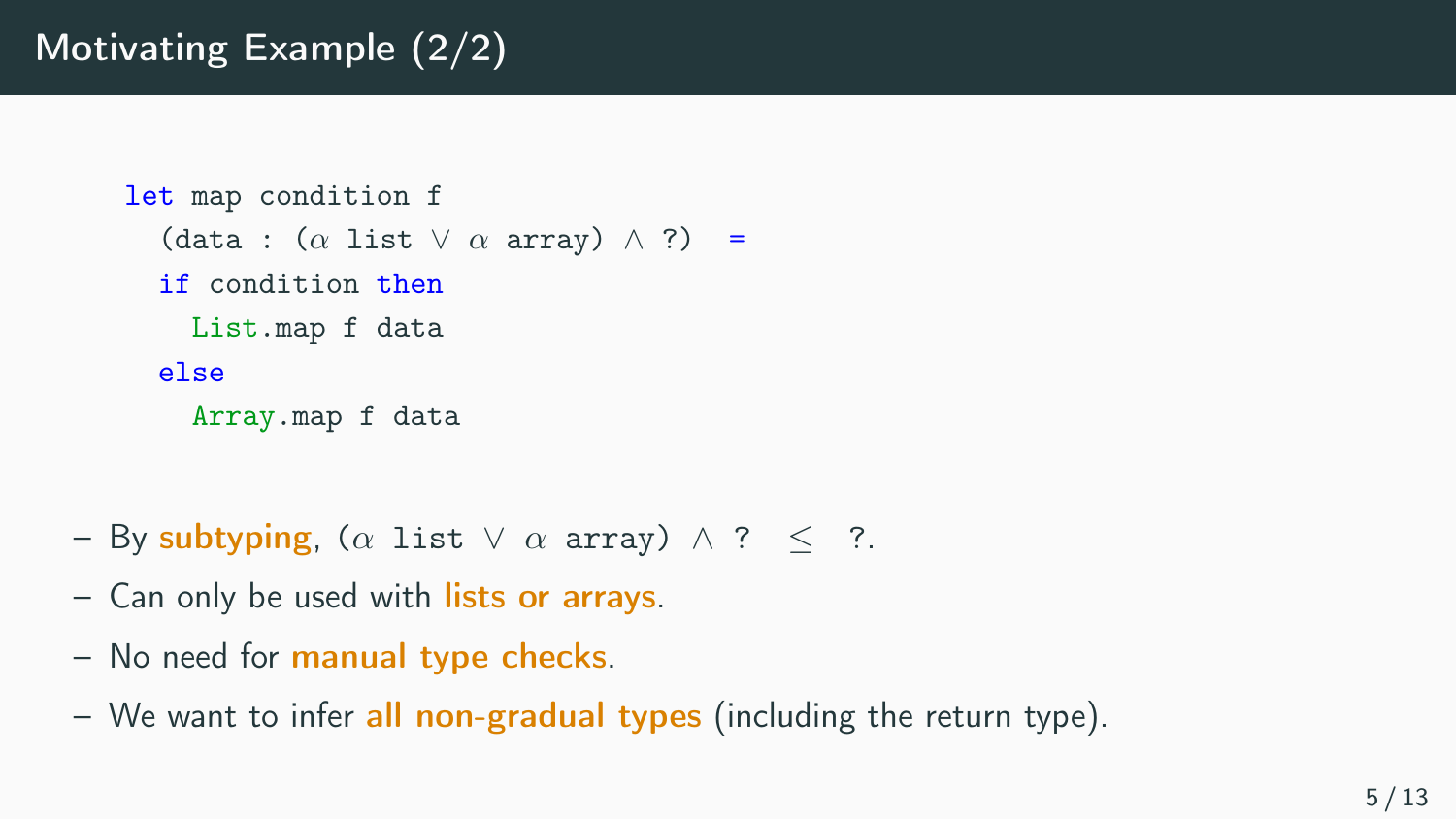# Motivating Example (2/2)

```
let map condition f
  (data : (α list ∨ α array) ∧ ?) =
  if condition then
    List.map f data
  else
    Array.map f data
```

- By **subtyping**, $(\alpha \texttt{ list} \vee \alpha \texttt{ array}) \wedge \texttt{?} \leq \texttt{?}$.
- Can only be used with **lists or arrays**.
- No need for **manual type checks**.
- We want to infer **all non-gradual types** (including the return type).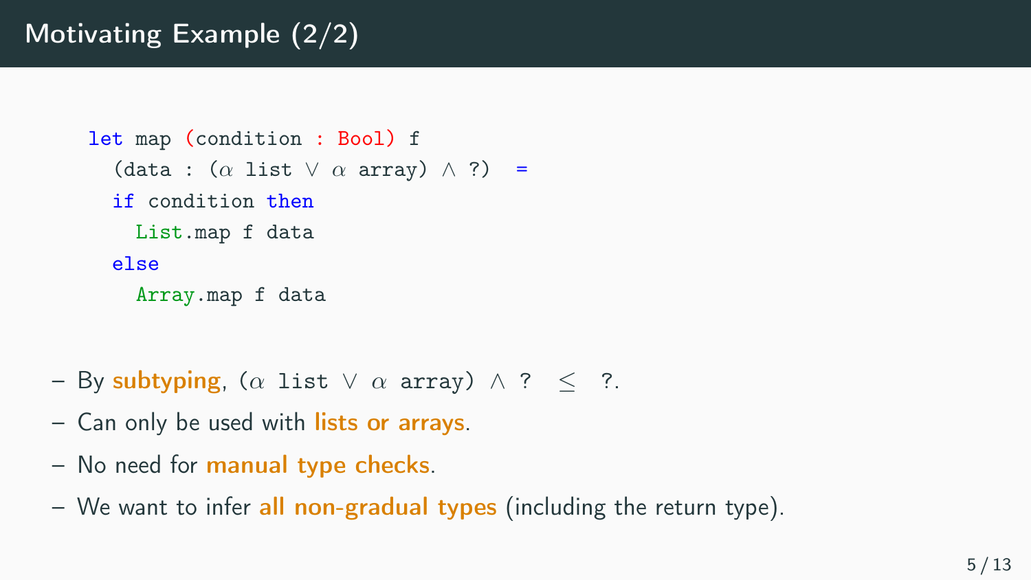# Motivating Example (2/2)

```
let map (condition : Bool) f
  (data : (α list ∨ α array) ∧ ?) =
  if condition then
    List.map f data
  else
    Array.map f data
```

- By **subtyping**, $(\alpha\ \texttt{list} \vee \alpha\ \texttt{array}) \wedge\ ? \;\leq\; ?$.
- Can only be used with **lists or arrays**.
- No need for **manual type checks**.
- We want to infer **all non-gradual types** (including the return type).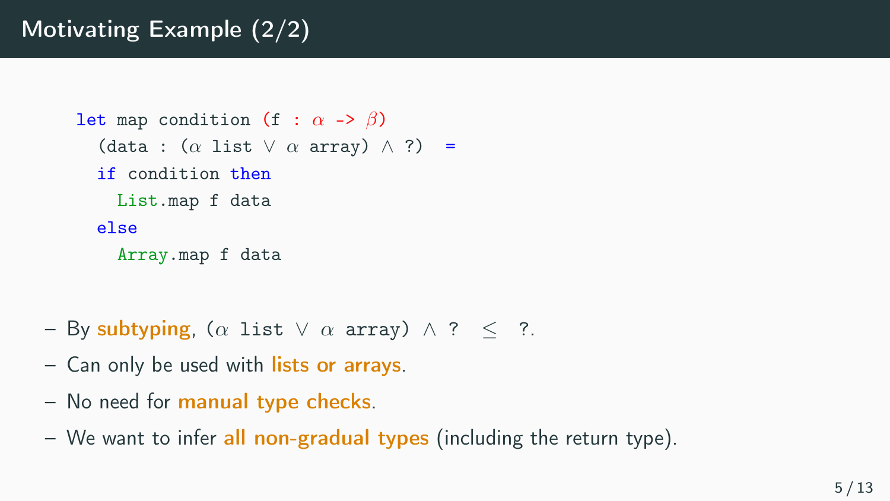# Motivating Example (2/2)

```
let map condition (f : α -> β)
  (data : (α list ∨ α array) ∧ ?)  =
  if condition then
    List.map f data
  else
    Array.map f data
```

- By **subtyping**, $(\alpha\ \texttt{list} \lor \alpha\ \texttt{array}) \land\ ? \ \leq\ ?$.
- Can only be used with **lists or arrays**.
- No need for **manual type checks**.
- We want to infer **all non-gradual types** (including the return type).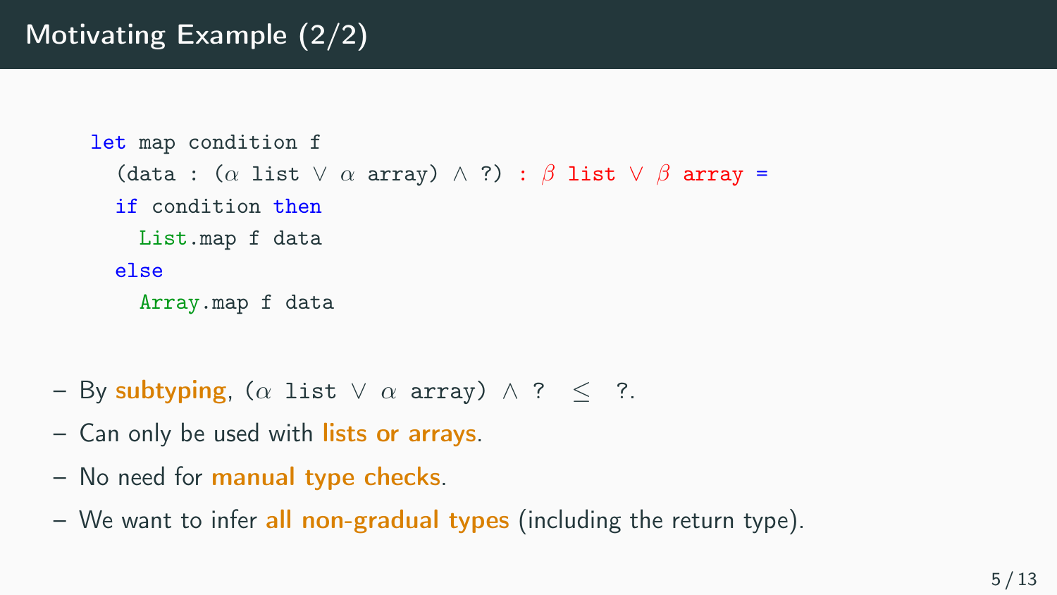# Motivating Example (2/2)

```
let map condition f
  (data : (α list ∨ α array) ∧ ?) : β list ∨ β array =
  if condition then
    List.map f data
  else
    Array.map f data
```

- By **subtyping**, $(\alpha\ \texttt{list} \lor \alpha\ \texttt{array}) \land\ ? \ \leq\ ?$.
- Can only be used with **lists or arrays**.
- No need for **manual type checks**.
- We want to infer **all non-gradual types** (including the return type).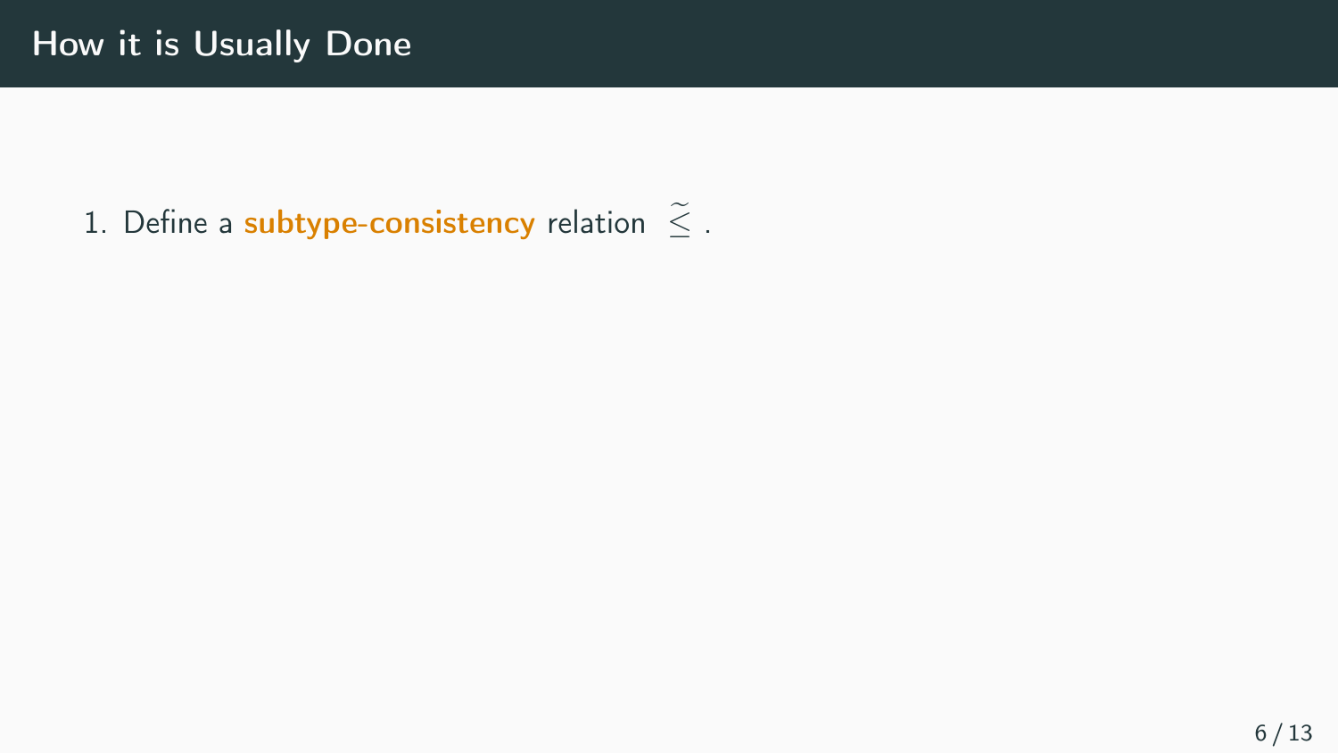## How it is Usually Done

1. Define a **subtype-consistency** relation $\tilde{\leq}$.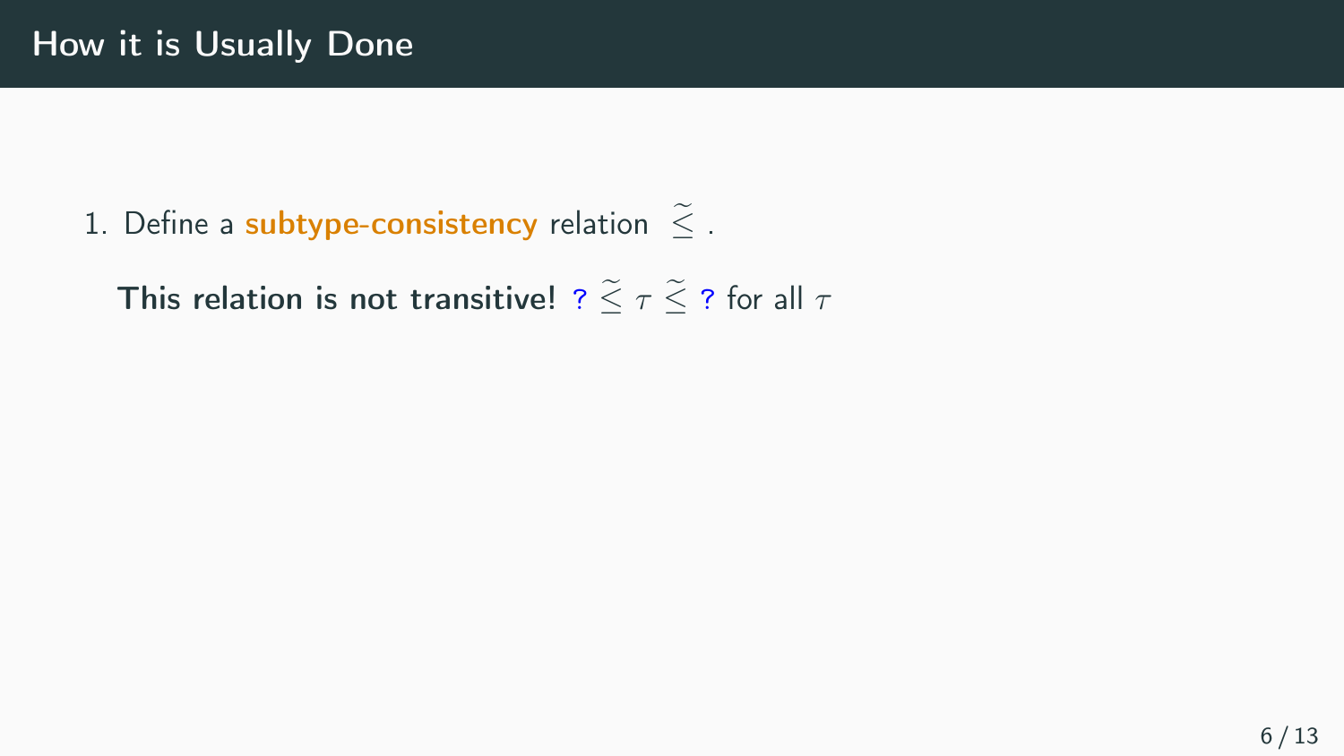# How it is Usually Done

1. Define a **subtype-consistency** relation $\widetilde{\leq}$ .

   **This relation is not transitive!** $? \mathrel{\widetilde{\leq}} \tau \mathrel{\widetilde{\leq}} ?$ for all $\tau$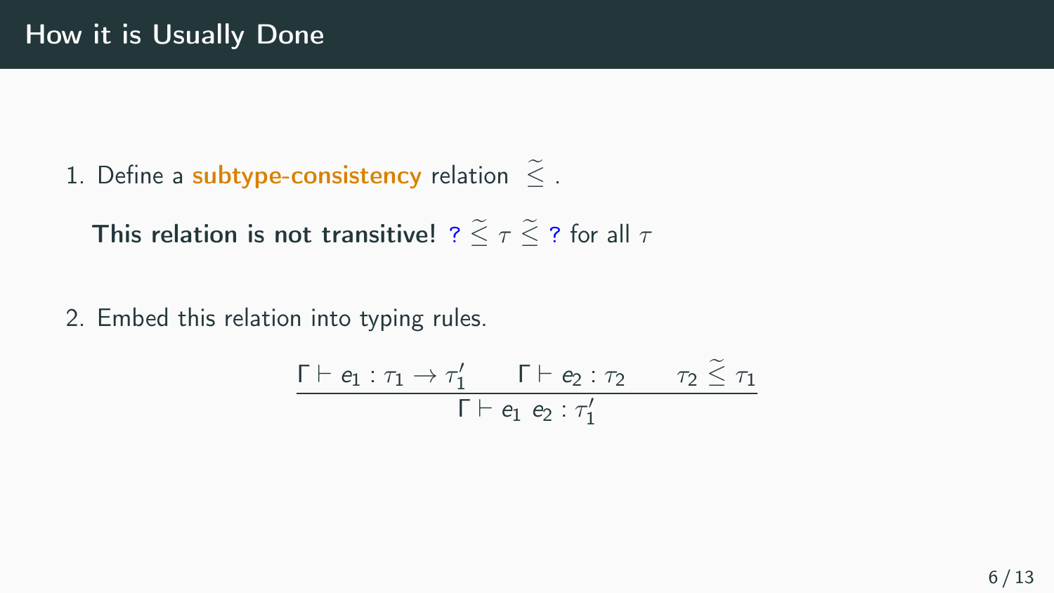# How it is Usually Done

1. Define a **subtype-consistency** relation $\widetilde{\leq}$ .

   **This relation is not transitive!** $? \,\widetilde{\leq}\, \tau \,\widetilde{\leq}\, ?$ for all $\tau$

2. Embed this relation into typing rules.

$$\frac{\Gamma \vdash e_1 : \tau_1 \rightarrow \tau_1' \qquad \Gamma \vdash e_2 : \tau_2 \qquad \tau_2 \,\widetilde{\leq}\, \tau_1}{\Gamma \vdash e_1 \; e_2 : \tau_1'}$$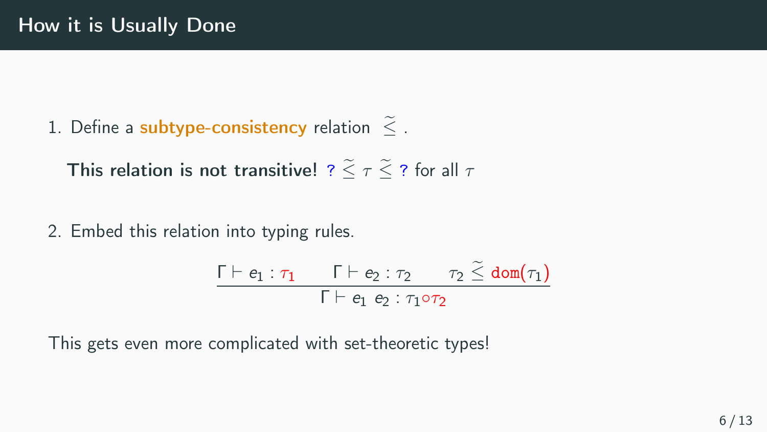# How it is Usually Done

1. Define a **subtype-consistency** relation $\widetilde{\leq}$ .

   **This relation is not transitive!** $? \;\widetilde{\leq}\; \tau \;\widetilde{\leq}\; ?$ for all $\tau$

2. Embed this relation into typing rules.

$$\frac{\Gamma \vdash e_1 : \tau_1 \qquad \Gamma \vdash e_2 : \tau_2 \qquad \tau_2 \;\widetilde{\leq}\; \mathtt{dom}(\tau_1)}{\Gamma \vdash e_1\ e_2 : \tau_1 \circ \tau_2}$$

This gets even more complicated with set-theoretic types!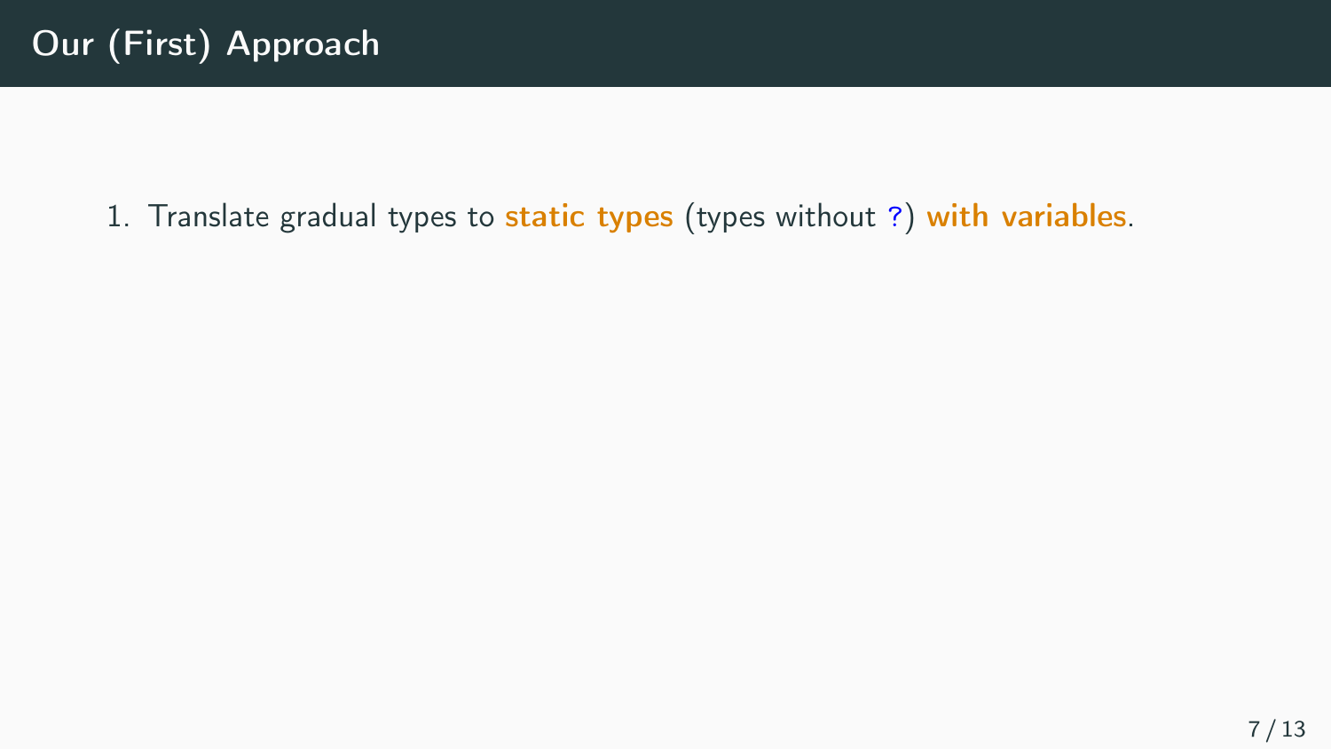# Our (First) Approach

1. Translate gradual types to **static types** (types without ?) **with variables**.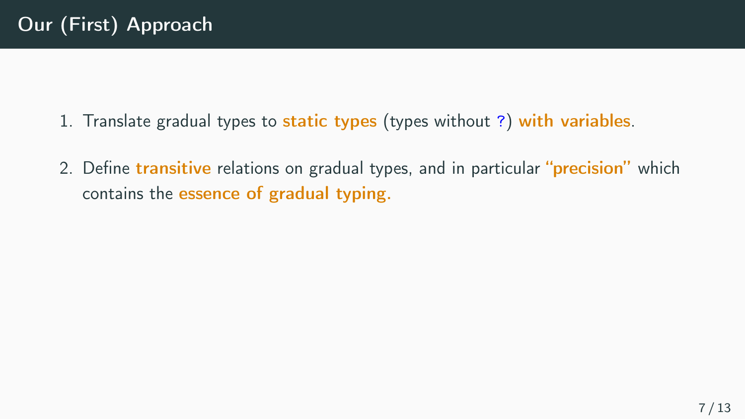# Our (First) Approach

1. Translate gradual types to **static types** (types without `?`) **with variables**.

2. Define **transitive** relations on gradual types, and in particular **"precision"** which contains the **essence of gradual typing**.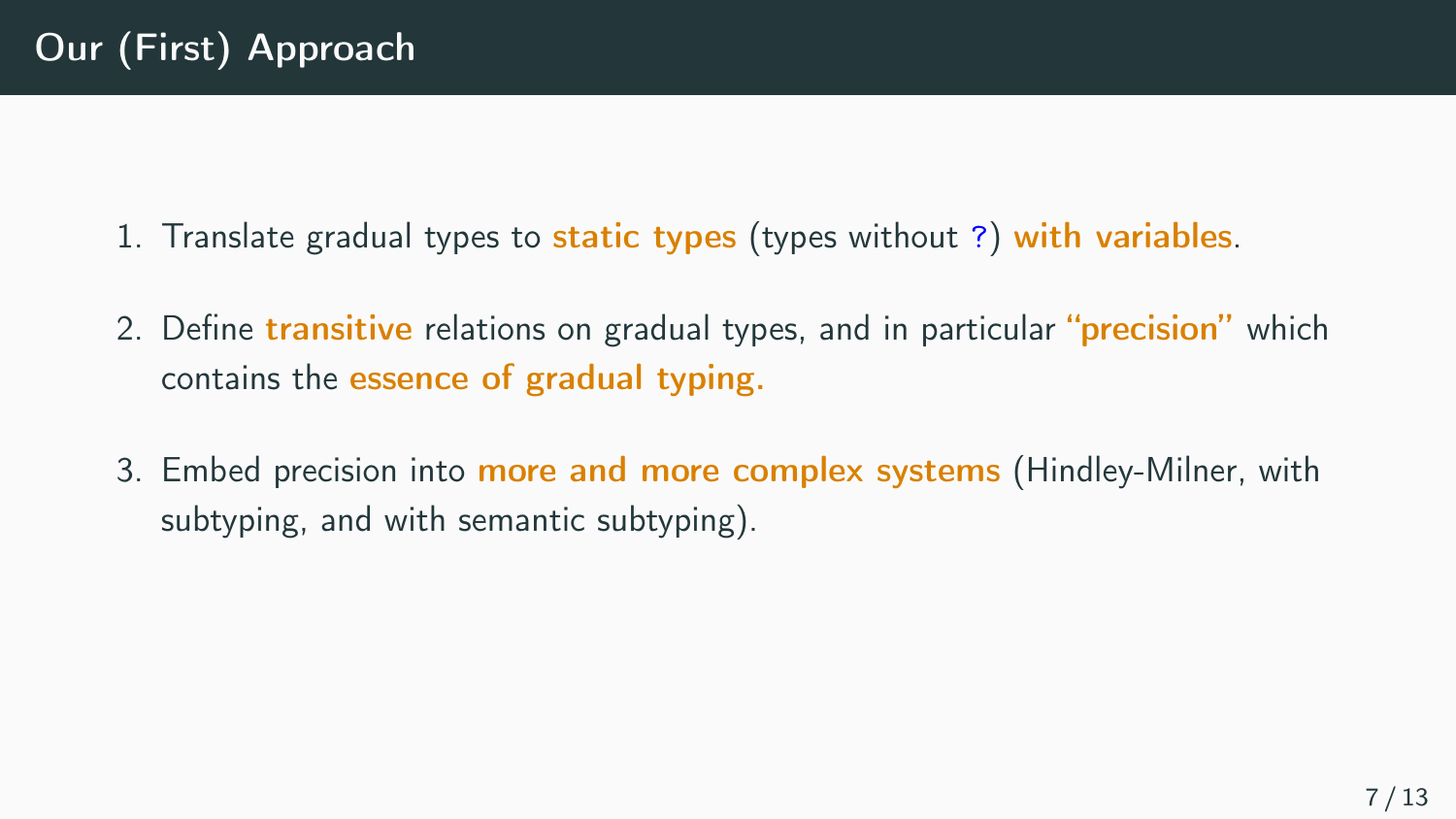# Our (First) Approach

1. Translate gradual types to **static types** (types without `?`) **with variables**.

2. Define **transitive** relations on gradual types, and in particular **"precision"** which contains the **essence of gradual typing.**

3. Embed precision into **more and more complex systems** (Hindley-Milner, with subtyping, and with semantic subtyping).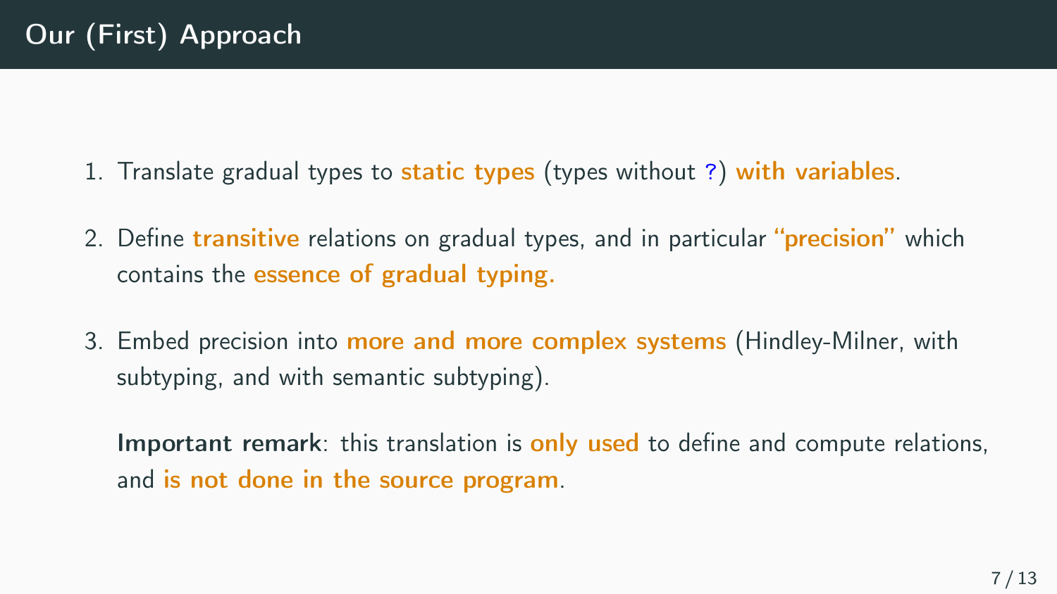# Our (First) Approach

1. Translate gradual types to **static types** (types without `?`) **with variables**.
2. Define **transitive** relations on gradual types, and in particular **"precision"** which contains the **essence of gradual typing.**
3. Embed precision into **more and more complex systems** (Hindley-Milner, with subtyping, and with semantic subtyping).

   **Important remark**: this translation is **only used** to define and compute relations, and **is not done in the source program**.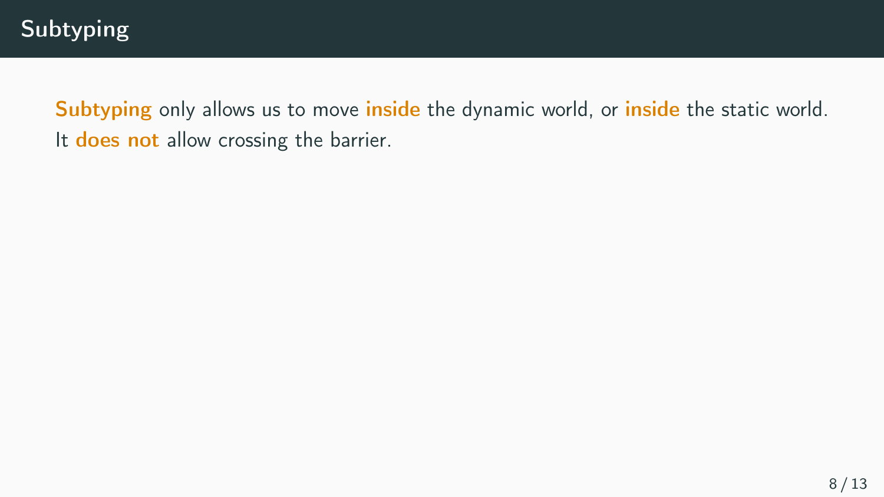# Subtyping

**Subtyping** only allows us to move **inside** the dynamic world, or **inside** the static world. It **does not** allow crossing the barrier.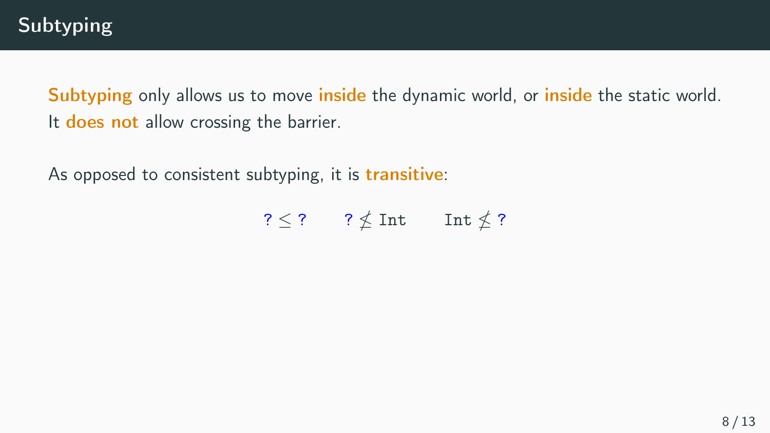# Subtyping

**Subtyping** only allows us to move **inside** the dynamic world, or **inside** the static world. It **does not** allow crossing the barrier.

As opposed to consistent subtyping, it is **transitive**:

$$? \leq ? \qquad ? \not\leq \texttt{Int} \qquad \texttt{Int} \not\leq ?$$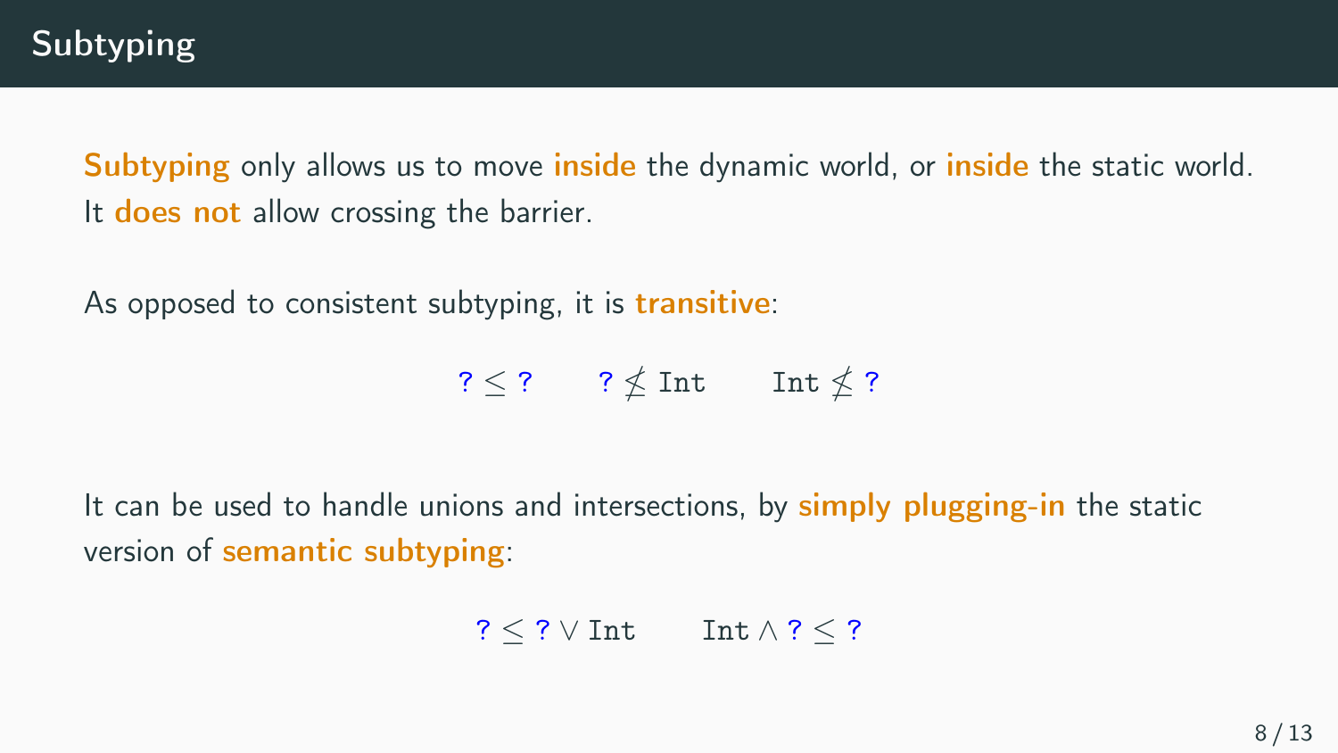# Subtyping

**Subtyping** only allows us to move **inside** the dynamic world, or **inside** the static world. It **does not** allow crossing the barrier.

As opposed to consistent subtyping, it is **transitive**:

$$? \leq ? \qquad ? \not\leq \texttt{Int} \qquad \texttt{Int} \not\leq ?$$

It can be used to handle unions and intersections, by **simply plugging-in** the static version of **semantic subtyping**:

$$? \leq ? \vee \texttt{Int} \qquad \texttt{Int} \wedge ? \leq ?$$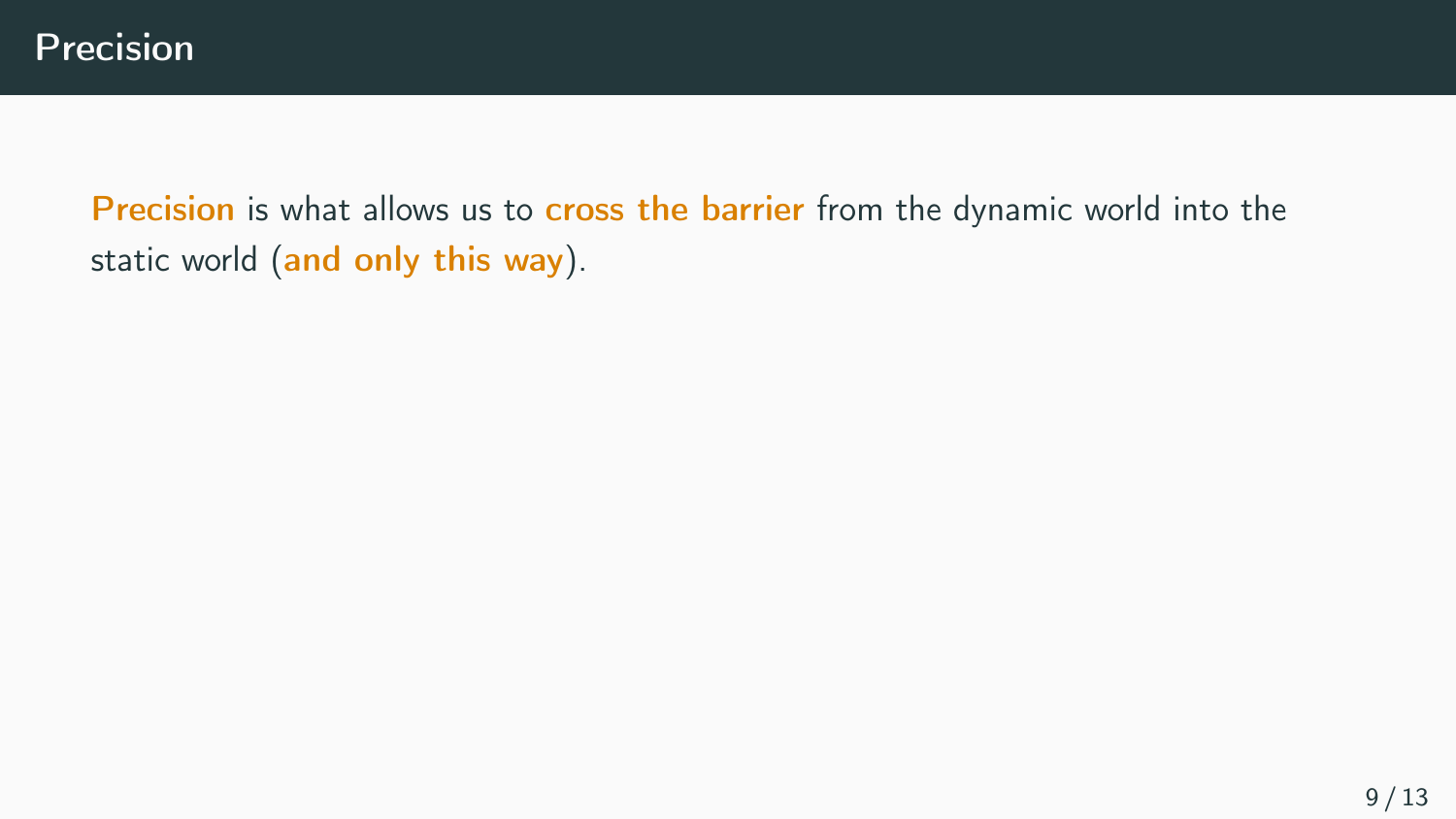# Precision

**Precision** is what allows us to **cross the barrier** from the dynamic world into the static world (**and only this way**).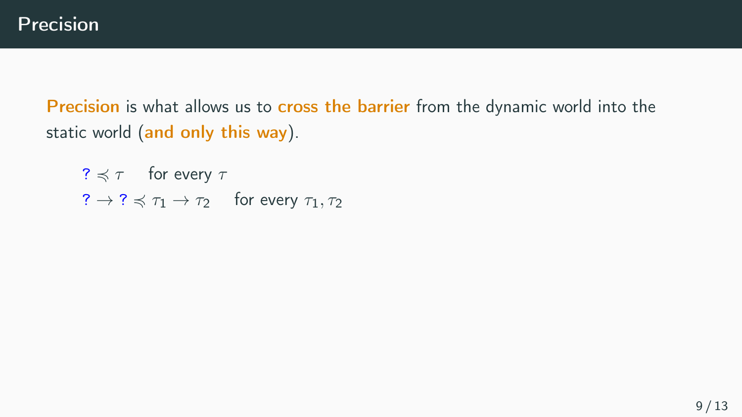# Precision

**Precision** is what allows us to **cross the barrier** from the dynamic world into the static world (**and only this way**).

$? \preccurlyeq \tau$ for every $\tau$

$? \to ? \preccurlyeq \tau_1 \to \tau_2$ for every $\tau_1, \tau_2$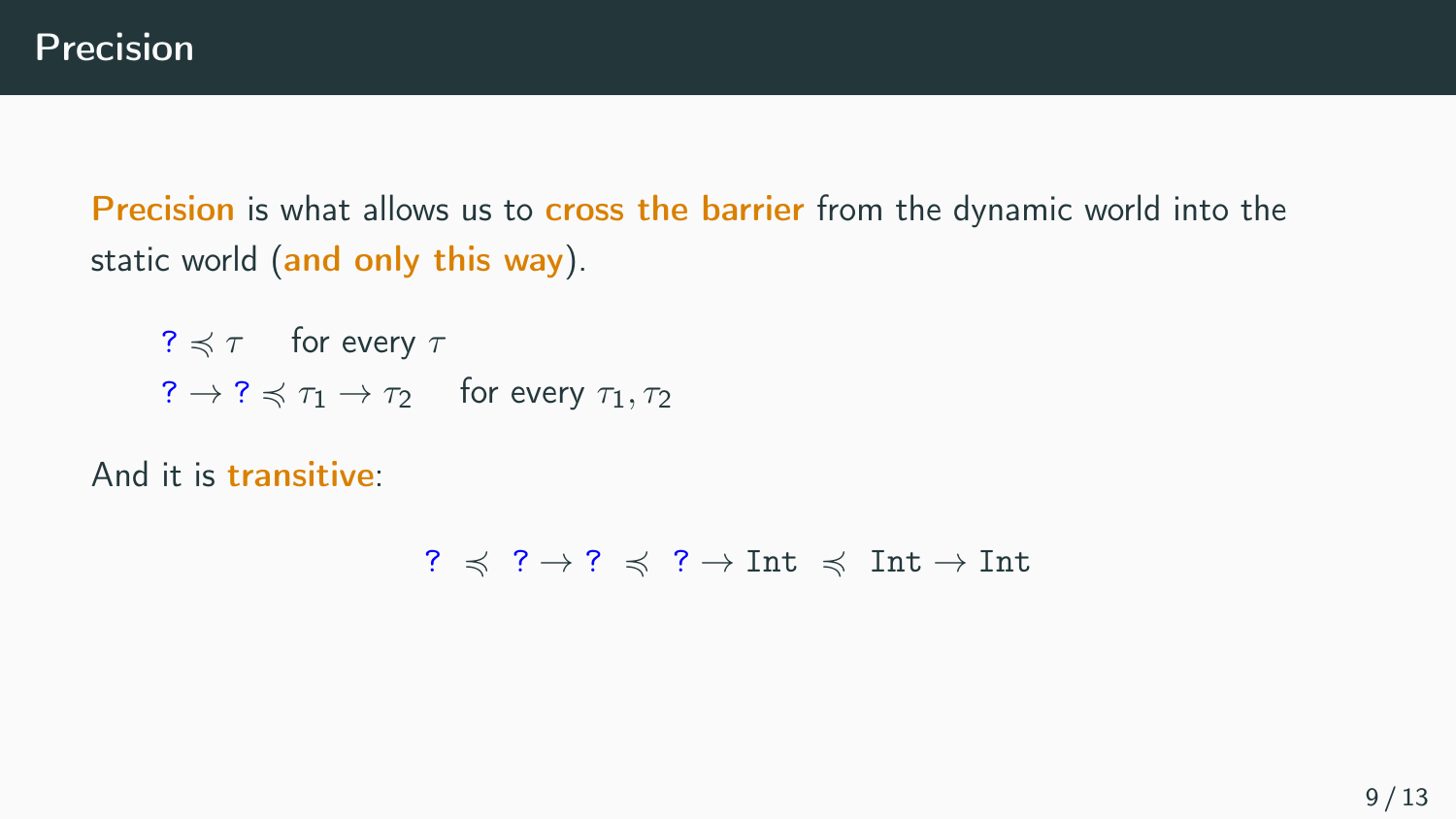# Precision

**Precision** is what allows us to **cross the barrier** from the dynamic world into the static world (**and only this way**).

$? \preccurlyeq \tau \quad$ for every $\tau$

$? \to ? \preccurlyeq \tau_1 \to \tau_2 \quad$ for every $\tau_1, \tau_2$

And it is **transitive**:

$$? \;\preccurlyeq\; ? \to ? \;\preccurlyeq\; ? \to \texttt{Int} \;\preccurlyeq\; \texttt{Int} \to \texttt{Int}$$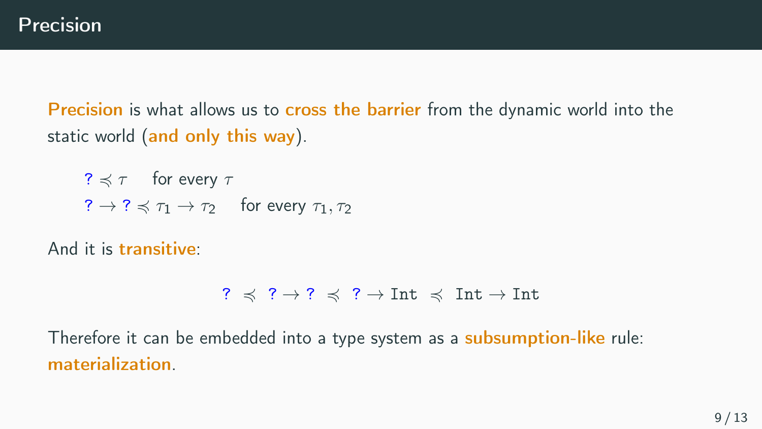# Precision

**Precision** is what allows us to **cross the barrier** from the dynamic world into the static world (**and only this way**).

$$? \preccurlyeq \tau \quad \text{for every } \tau$$

$$? \to ? \preccurlyeq \tau_1 \to \tau_2 \quad \text{for every } \tau_1, \tau_2$$

And it is **transitive**:

$$? \;\preccurlyeq\; ? \to ? \;\preccurlyeq\; ? \to \texttt{Int} \;\preccurlyeq\; \texttt{Int} \to \texttt{Int}$$

Therefore it can be embedded into a type system as a **subsumption-like** rule: **materialization**.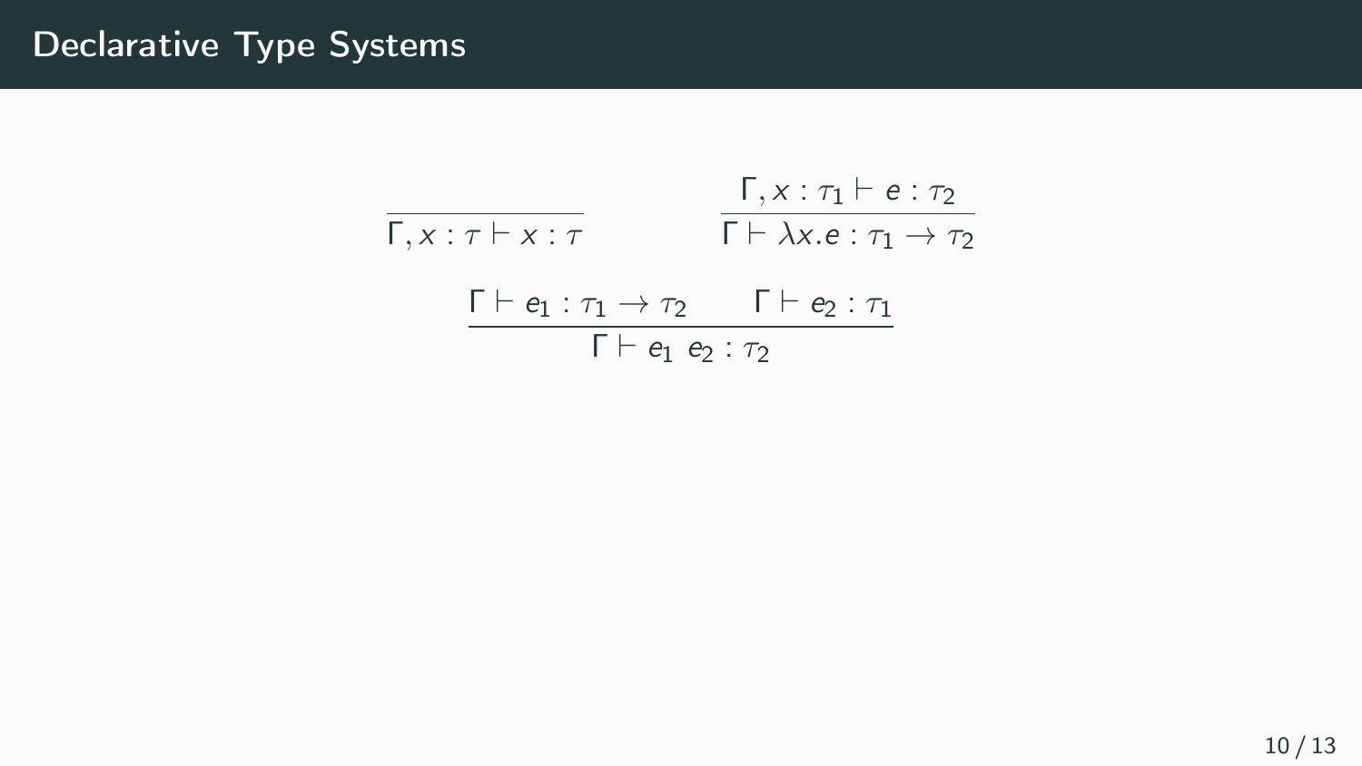# Declarative Type Systems

$$\frac{}{\Gamma, x : \tau \vdash x : \tau} \qquad \frac{\Gamma, x : \tau_1 \vdash e : \tau_2}{\Gamma \vdash \lambda x.e : \tau_1 \to \tau_2}$$

$$\frac{\Gamma \vdash e_1 : \tau_1 \to \tau_2 \qquad \Gamma \vdash e_2 : \tau_1}{\Gamma \vdash e_1 \ e_2 : \tau_2}$$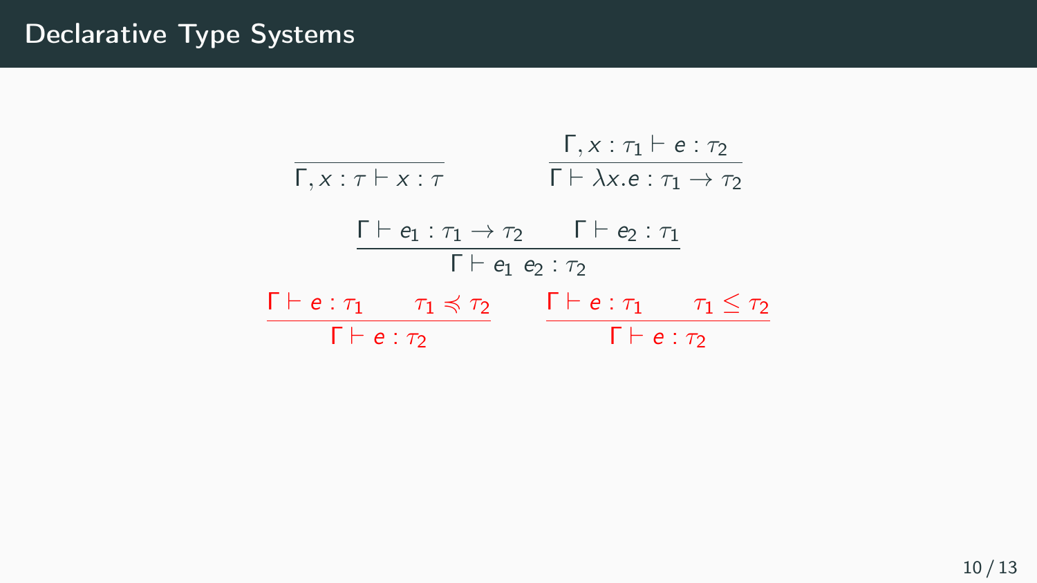# Declarative Type Systems

$$\frac{}{\Gamma, x : \tau \vdash x : \tau} \qquad \frac{\Gamma, x : \tau_1 \vdash e : \tau_2}{\Gamma \vdash \lambda x.e : \tau_1 \to \tau_2}$$

$$\frac{\Gamma \vdash e_1 : \tau_1 \to \tau_2 \qquad \Gamma \vdash e_2 : \tau_1}{\Gamma \vdash e_1 \ e_2 : \tau_2}$$

$$\frac{\Gamma \vdash e : \tau_1 \qquad \tau_1 \preccurlyeq \tau_2}{\Gamma \vdash e : \tau_2} \qquad \frac{\Gamma \vdash e : \tau_1 \qquad \tau_1 \leq \tau_2}{\Gamma \vdash e : \tau_2}$$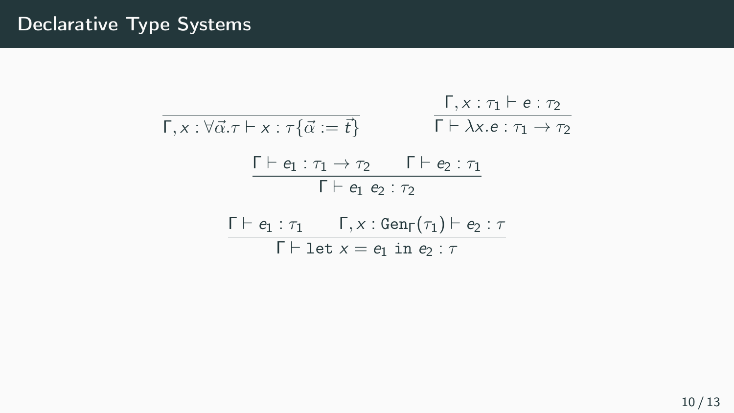# Declarative Type Systems

$$\frac{}{\Gamma, x : \forall \vec{\alpha}.\tau \vdash x : \tau\{\vec{\alpha} := \vec{t}\}} \qquad \frac{\Gamma, x : \tau_1 \vdash e : \tau_2}{\Gamma \vdash \lambda x.e : \tau_1 \to \tau_2}$$

$$\frac{\Gamma \vdash e_1 : \tau_1 \to \tau_2 \qquad \Gamma \vdash e_2 : \tau_1}{\Gamma \vdash e_1\ e_2 : \tau_2}$$

$$\frac{\Gamma \vdash e_1 : \tau_1 \qquad \Gamma, x : \mathtt{Gen}_\Gamma(\tau_1) \vdash e_2 : \tau}{\Gamma \vdash \mathtt{let}\ x = e_1\ \mathtt{in}\ e_2 : \tau}$$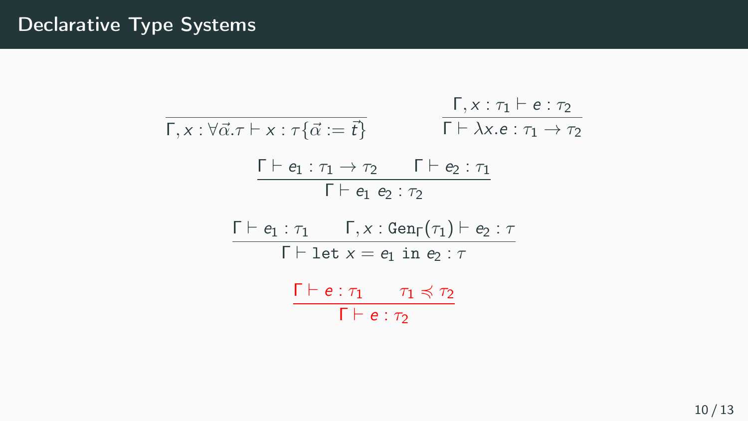# Declarative Type Systems

$$\frac{}{\Gamma, x : \forall \vec{\alpha}.\tau \vdash x : \tau\{\vec{\alpha} := \vec{t}\}} \qquad \frac{\Gamma, x : \tau_1 \vdash e : \tau_2}{\Gamma \vdash \lambda x.e : \tau_1 \to \tau_2}$$

$$\frac{\Gamma \vdash e_1 : \tau_1 \to \tau_2 \qquad \Gamma \vdash e_2 : \tau_1}{\Gamma \vdash e_1\ e_2 : \tau_2}$$

$$\frac{\Gamma \vdash e_1 : \tau_1 \qquad \Gamma, x : \mathtt{Gen}_\Gamma(\tau_1) \vdash e_2 : \tau}{\Gamma \vdash \mathtt{let}\ x = e_1\ \mathtt{in}\ e_2 : \tau}$$

$$\frac{\Gamma \vdash e : \tau_1 \qquad \tau_1 \preccurlyeq \tau_2}{\Gamma \vdash e : \tau_2}$$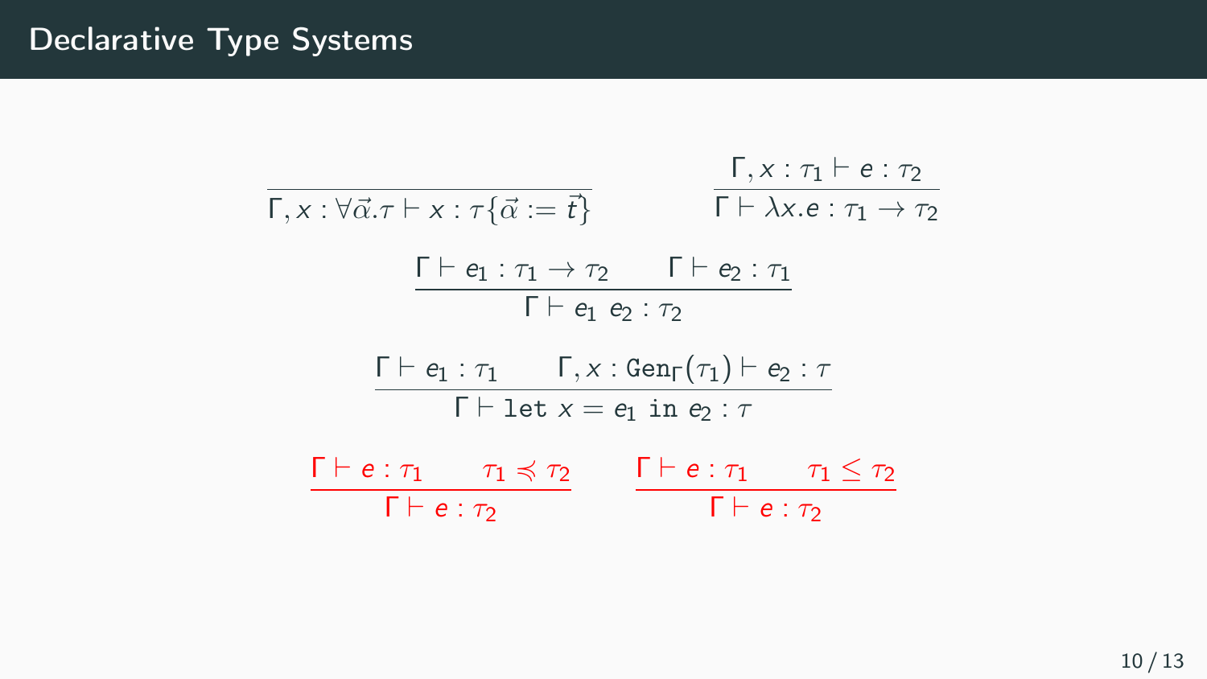# Declarative Type Systems

$$\frac{}{\Gamma, x : \forall \vec{\alpha}.\tau \vdash x : \tau\{\vec{\alpha} := \vec{t}\}} \qquad \frac{\Gamma, x : \tau_1 \vdash e : \tau_2}{\Gamma \vdash \lambda x.e : \tau_1 \to \tau_2}$$

$$\frac{\Gamma \vdash e_1 : \tau_1 \to \tau_2 \qquad \Gamma \vdash e_2 : \tau_1}{\Gamma \vdash e_1\ e_2 : \tau_2}$$

$$\frac{\Gamma \vdash e_1 : \tau_1 \qquad \Gamma, x : \mathtt{Gen}_\Gamma(\tau_1) \vdash e_2 : \tau}{\Gamma \vdash \mathtt{let}\ x = e_1\ \mathtt{in}\ e_2 : \tau}$$

$$\frac{\Gamma \vdash e : \tau_1 \qquad \tau_1 \preccurlyeq \tau_2}{\Gamma \vdash e : \tau_2} \qquad \frac{\Gamma \vdash e : \tau_1 \qquad \tau_1 \leq \tau_2}{\Gamma \vdash e : \tau_2}$$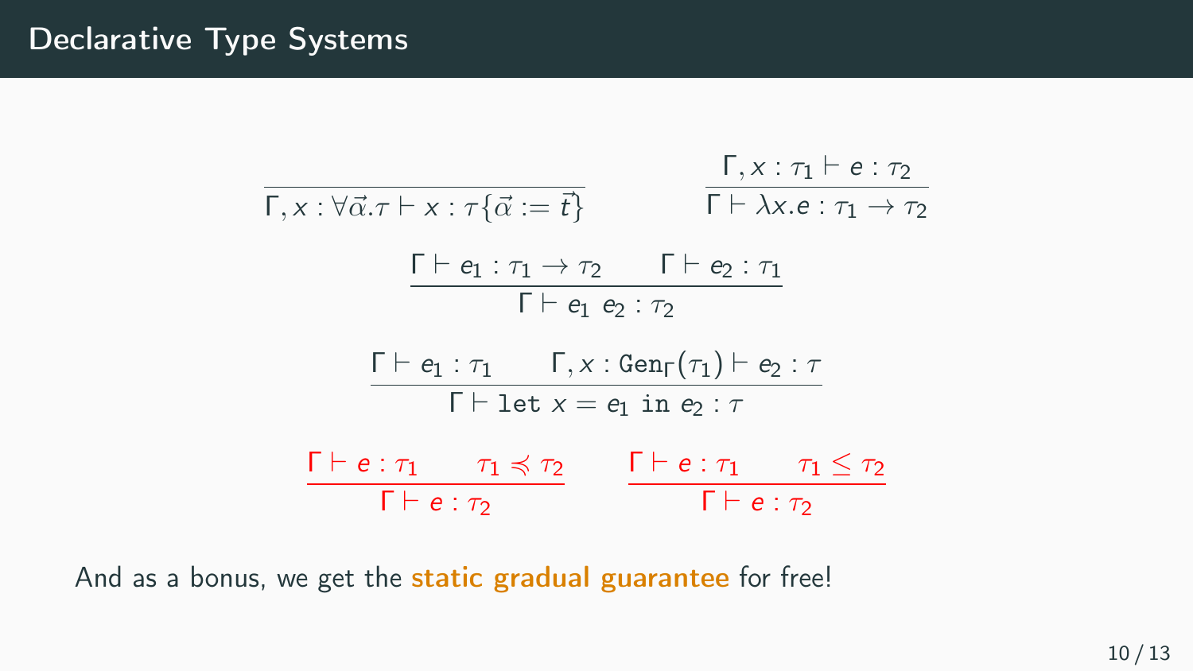## Declarative Type Systems

$$\frac{}{\Gamma, x : \forall \vec{\alpha}.\tau \vdash x : \tau\{\vec{\alpha} := \vec{t}\}} \qquad \frac{\Gamma, x : \tau_1 \vdash e : \tau_2}{\Gamma \vdash \lambda x.e : \tau_1 \to \tau_2}$$

$$\frac{\Gamma \vdash e_1 : \tau_1 \to \tau_2 \qquad \Gamma \vdash e_2 : \tau_1}{\Gamma \vdash e_1\ e_2 : \tau_2}$$

$$\frac{\Gamma \vdash e_1 : \tau_1 \qquad \Gamma, x : \mathtt{Gen}_\Gamma(\tau_1) \vdash e_2 : \tau}{\Gamma \vdash \mathtt{let}\ x = e_1\ \mathtt{in}\ e_2 : \tau}$$

$$\frac{\Gamma \vdash e : \tau_1 \qquad \tau_1 \preccurlyeq \tau_2}{\Gamma \vdash e : \tau_2} \qquad \frac{\Gamma \vdash e : \tau_1 \qquad \tau_1 \leq \tau_2}{\Gamma \vdash e : \tau_2}$$

And as a bonus, we get the **static gradual guarantee** for free!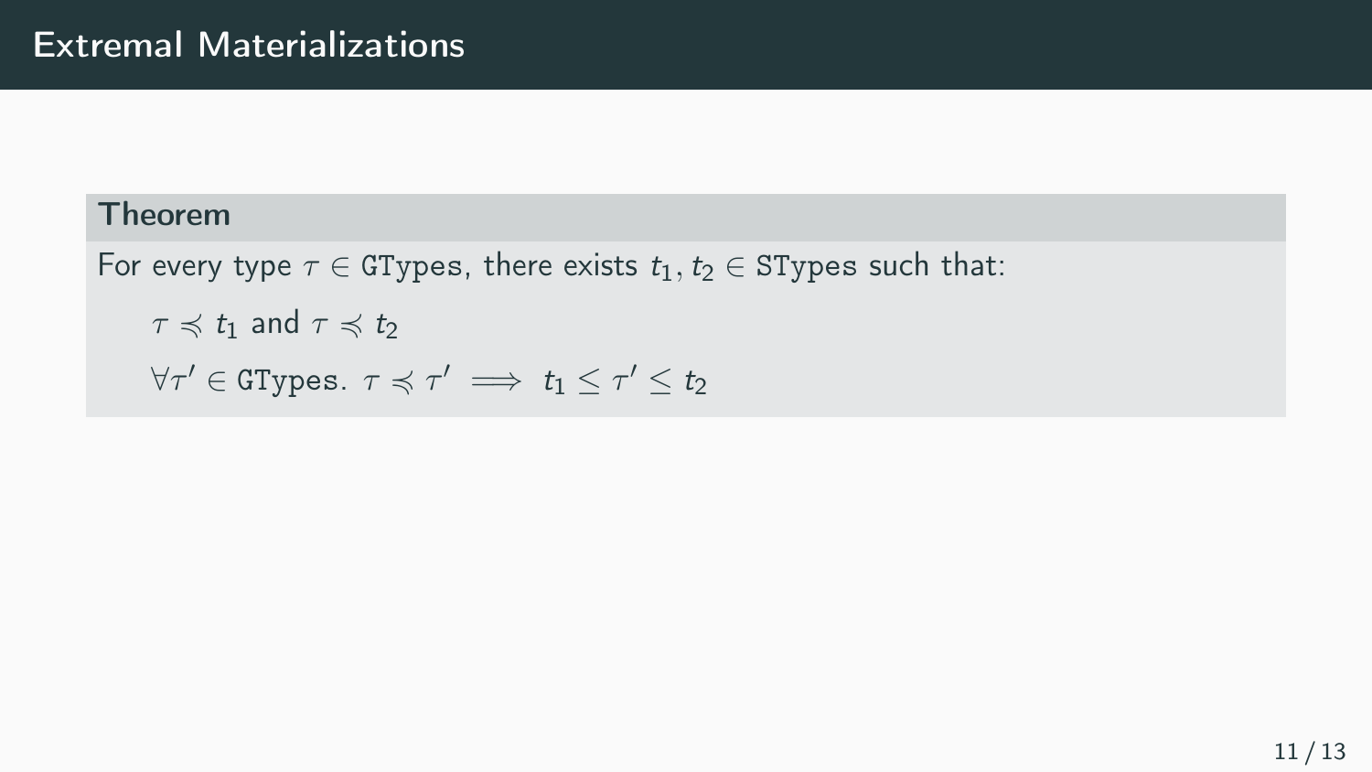# Extremal Materializations

**Theorem**

For every type $\tau \in \texttt{GTypes}$, there exists $t_1, t_2 \in \texttt{STypes}$ such that:

$\tau \preccurlyeq t_1$ and $\tau \preccurlyeq t_2$

$\forall \tau' \in \texttt{GTypes}.\ \tau \preccurlyeq \tau' \implies t_1 \leq \tau' \leq t_2$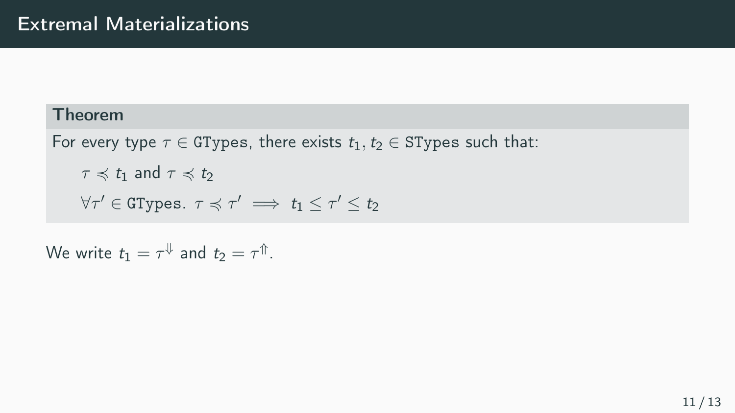# Extremal Materializations

**Theorem**

For every type $\tau \in \texttt{GTypes}$, there exists $t_1, t_2 \in \texttt{STypes}$ such that:

$\tau \preccurlyeq t_1$ and $\tau \preccurlyeq t_2$

$\forall \tau' \in \texttt{GTypes}.\ \tau \preccurlyeq \tau' \implies t_1 \leq \tau' \leq t_2$

We write $t_1 = \tau^{\Downarrow}$ and $t_2 = \tau^{\Uparrow}$.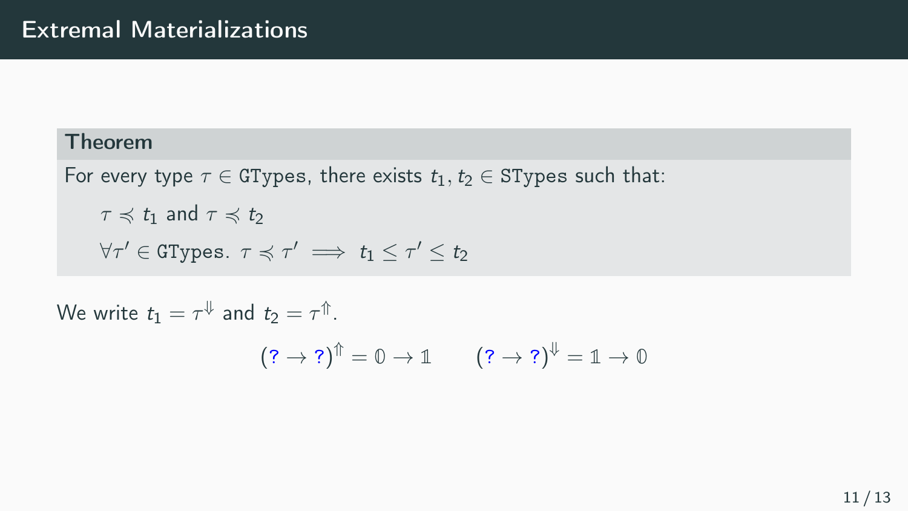# Extremal Materializations

**Theorem**

For every type $\tau \in \texttt{GTypes}$, there exists $t_1, t_2 \in \texttt{STypes}$ such that:

$\tau \preccurlyeq t_1$ and $\tau \preccurlyeq t_2$

$\forall \tau' \in \texttt{GTypes}.\ \tau \preccurlyeq \tau' \implies t_1 \leq \tau' \leq t_2$

We write $t_1 = \tau^{\Downarrow}$ and $t_2 = \tau^{\Uparrow}$.

$$(? \to ?)^{\Uparrow} = \mathbb{0} \to \mathbb{1} \qquad (? \to ?)^{\Downarrow} = \mathbb{1} \to \mathbb{0}$$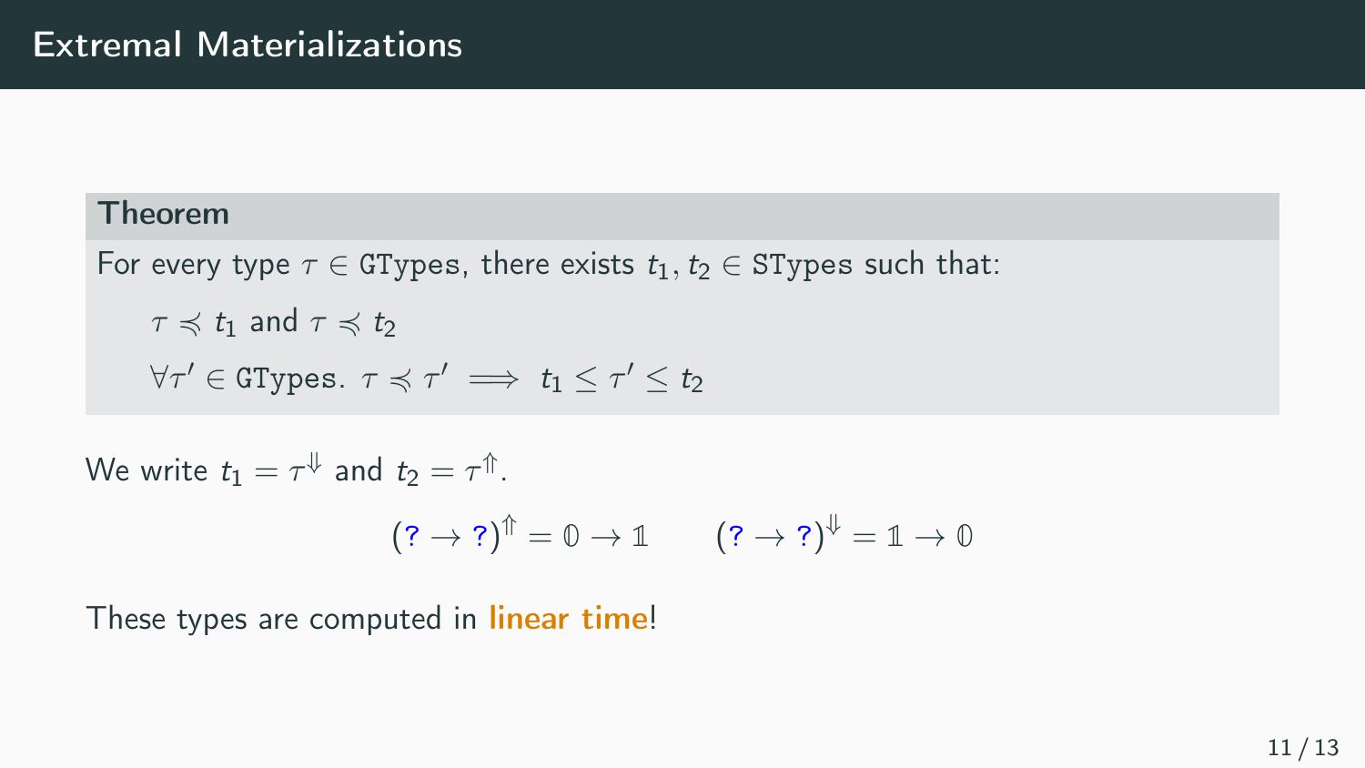# Extremal Materializations

**Theorem**

For every type $\tau \in \texttt{GTypes}$, there exists $t_1, t_2 \in \texttt{STypes}$ such that:

$\tau \preccurlyeq t_1$ and $\tau \preccurlyeq t_2$

$\forall \tau' \in \texttt{GTypes}.\ \tau \preccurlyeq \tau' \implies t_1 \leq \tau' \leq t_2$

We write $t_1 = \tau^{\Downarrow}$ and $t_2 = \tau^{\Uparrow}$.

$$(? \to ?)^{\Uparrow} = \mathbb{0} \to \mathbb{1} \qquad (? \to ?)^{\Downarrow} = \mathbb{1} \to \mathbb{0}$$

These types are computed in **linear time**!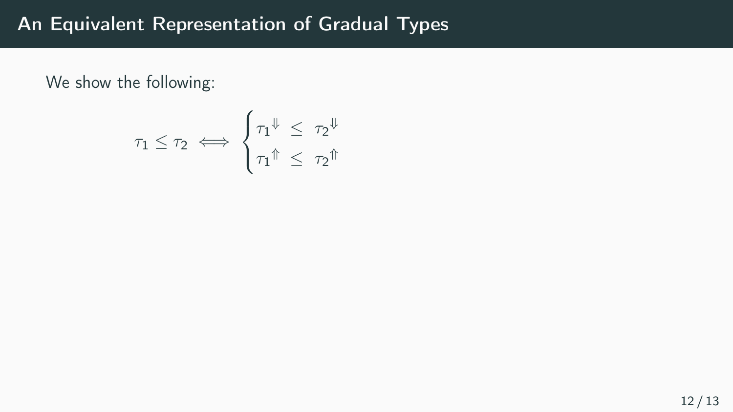# An Equivalent Representation of Gradual Types

We show the following:

$$\tau_1 \leq \tau_2 \iff \begin{cases} {\tau_1}^{\Downarrow} \ \leq \ {\tau_2}^{\Downarrow} \\ {\tau_1}^{\Uparrow} \ \leq \ {\tau_2}^{\Uparrow} \end{cases}$$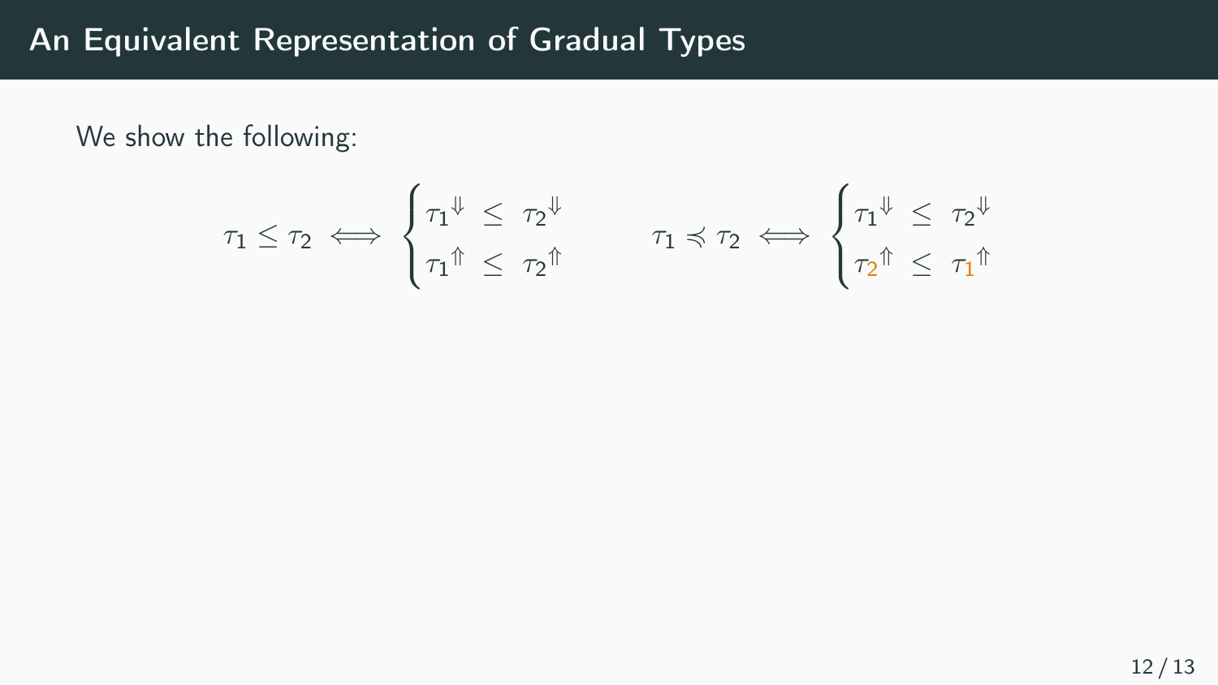# An Equivalent Representation of Gradual Types

We show the following:

$$\tau_1 \leq \tau_2 \iff \begin{cases} {\tau_1}^{\Downarrow} \ \leq \ {\tau_2}^{\Downarrow} \\ {\tau_1}^{\Uparrow} \ \leq \ {\tau_2}^{\Uparrow} \end{cases} \qquad \tau_1 \preccurlyeq \tau_2 \iff \begin{cases} {\tau_1}^{\Downarrow} \ \leq \ {\tau_2}^{\Downarrow} \\ {\tau_2}^{\Uparrow} \ \leq \ {\tau_1}^{\Uparrow} \end{cases}$$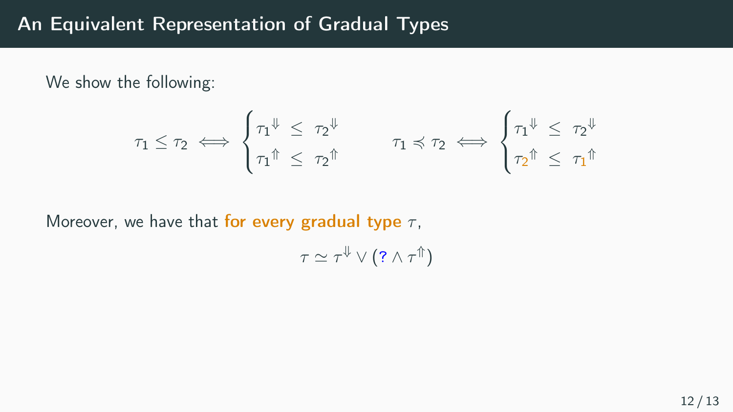# An Equivalent Representation of Gradual Types

We show the following:

$$\tau_1 \leq \tau_2 \iff \begin{cases} {\tau_1}^{\Downarrow} \ \leq \ {\tau_2}^{\Downarrow} \\ {\tau_1}^{\Uparrow} \ \leq \ {\tau_2}^{\Uparrow} \end{cases} \qquad \tau_1 \preccurlyeq \tau_2 \iff \begin{cases} {\tau_1}^{\Downarrow} \ \leq \ {\tau_2}^{\Downarrow} \\ {\tau_2}^{\Uparrow} \ \leq \ {\tau_1}^{\Uparrow} \end{cases}$$

Moreover, we have that **for every gradual type** $\tau$,

$$\tau \simeq \tau^{\Downarrow} \vee (? \wedge \tau^{\Uparrow})$$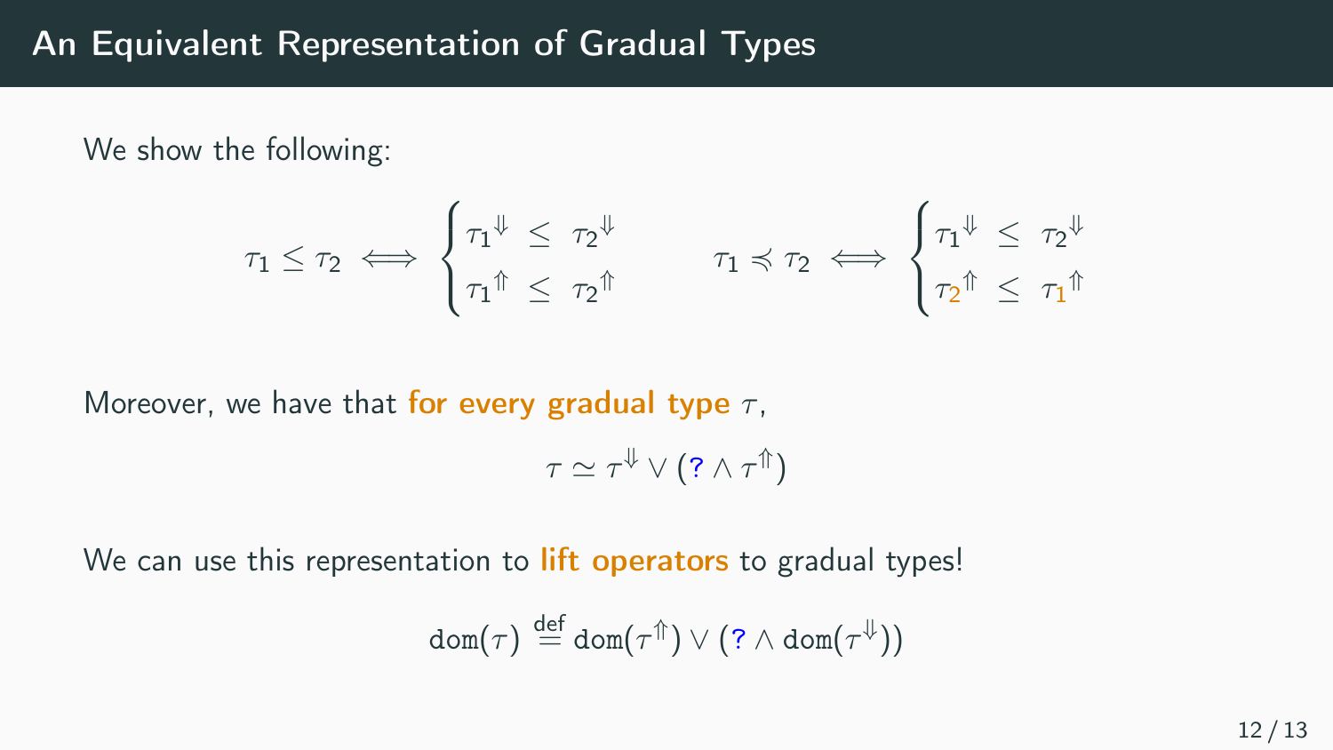# An Equivalent Representation of Gradual Types

We show the following:

$$\tau_1 \leq \tau_2 \iff \begin{cases} {\tau_1}^{\Downarrow} \ \leq \ {\tau_2}^{\Downarrow} \\ {\tau_1}^{\Uparrow} \ \leq \ {\tau_2}^{\Uparrow} \end{cases} \qquad \tau_1 \preccurlyeq \tau_2 \iff \begin{cases} {\tau_1}^{\Downarrow} \ \leq \ {\tau_2}^{\Downarrow} \\ {\tau_2}^{\Uparrow} \ \leq \ {\tau_1}^{\Uparrow} \end{cases}$$

Moreover, we have that **for every gradual type** $\tau$,

$$\tau \simeq \tau^{\Downarrow} \vee (? \wedge \tau^{\Uparrow})$$

We can use this representation to **lift operators** to gradual types!

$$\mathtt{dom}(\tau) \stackrel{\text{def}}{=} \mathtt{dom}(\tau^{\Uparrow}) \vee (? \wedge \mathtt{dom}(\tau^{\Downarrow}))$$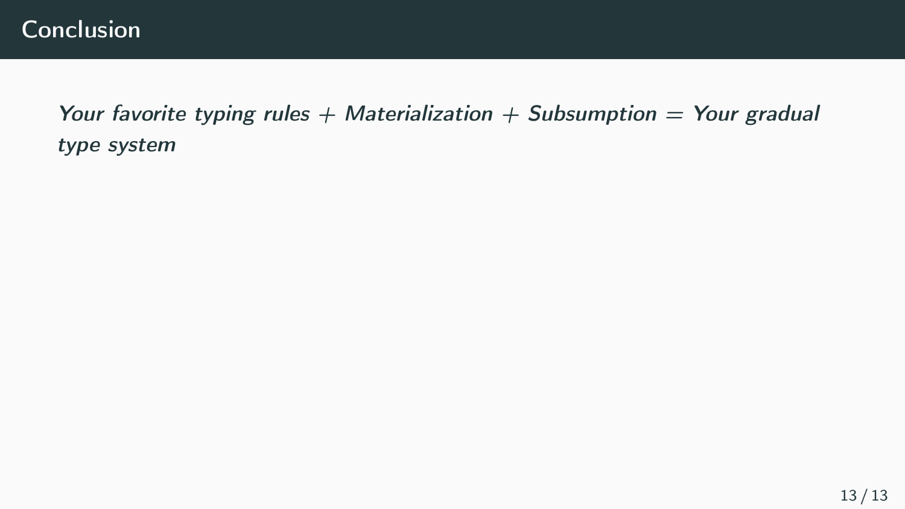# Conclusion

***Your favorite typing rules + Materialization + Subsumption = Your gradual type system***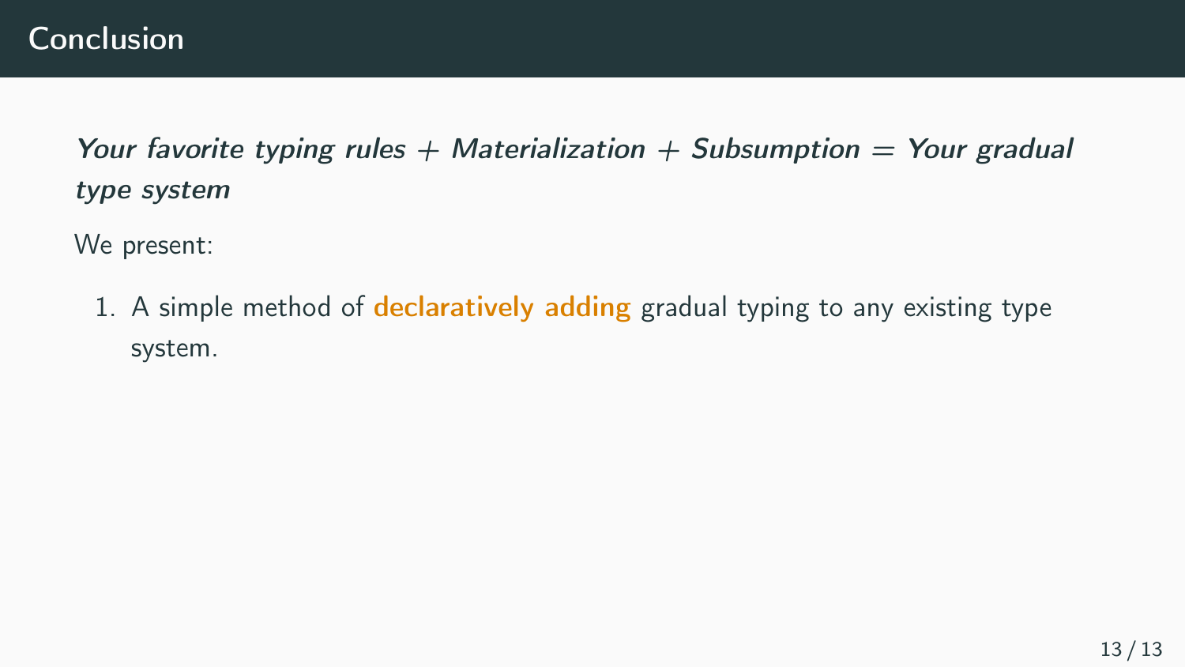# Conclusion

***Your favorite typing rules + Materialization + Subsumption = Your gradual type system***

We present:

1. A simple method of **declaratively adding** gradual typing to any existing type system.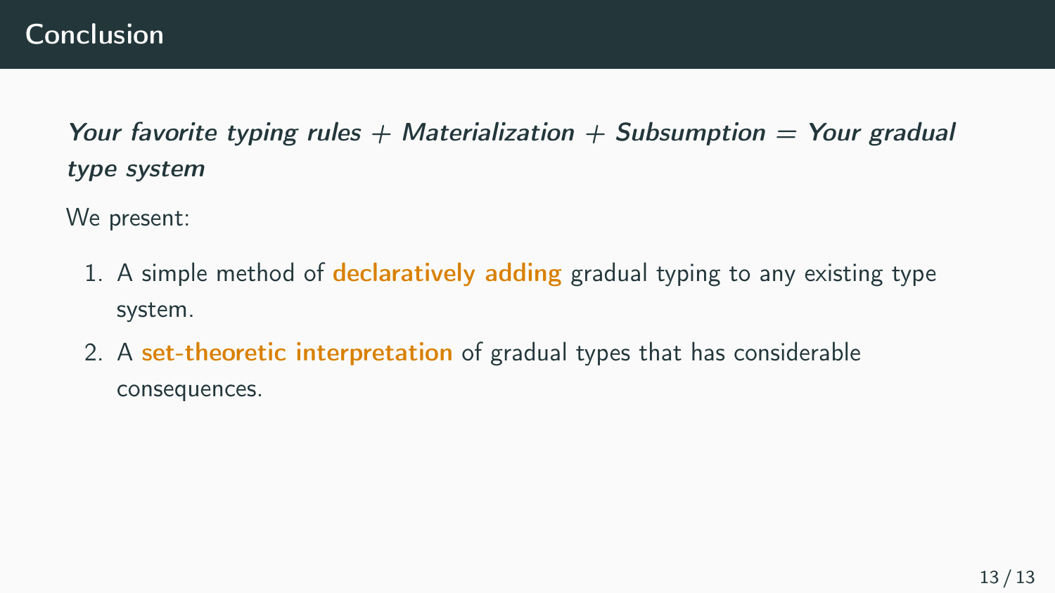# Conclusion

***Your favorite typing rules + Materialization + Subsumption = Your gradual type system***

We present:

1. A simple method of **declaratively adding** gradual typing to any existing type system.
2. A **set-theoretic interpretation** of gradual types that has considerable consequences.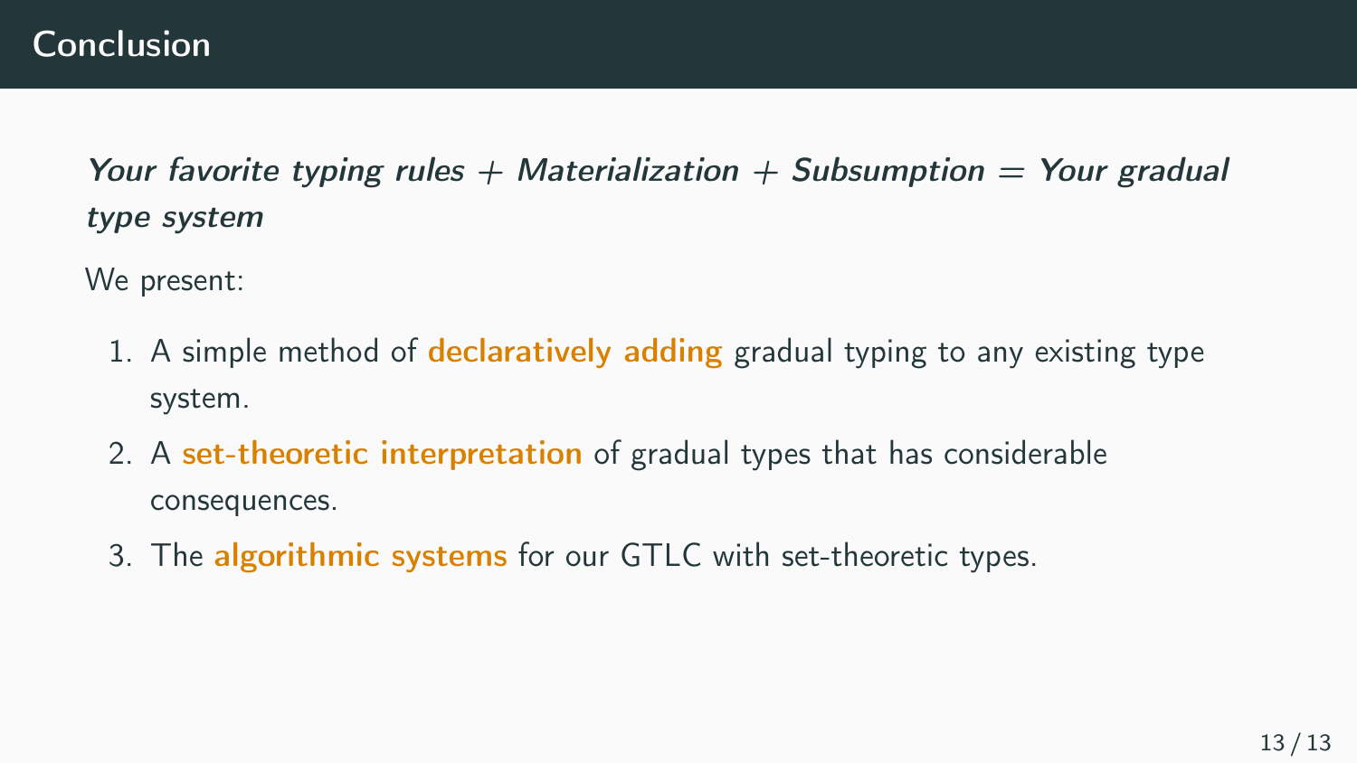# Conclusion

***Your favorite typing rules + Materialization + Subsumption = Your gradual type system***

We present:

1. A simple method of **declaratively adding** gradual typing to any existing type system.
2. A **set-theoretic interpretation** of gradual types that has considerable consequences.
3. The **algorithmic systems** for our GTLC with set-theoretic types.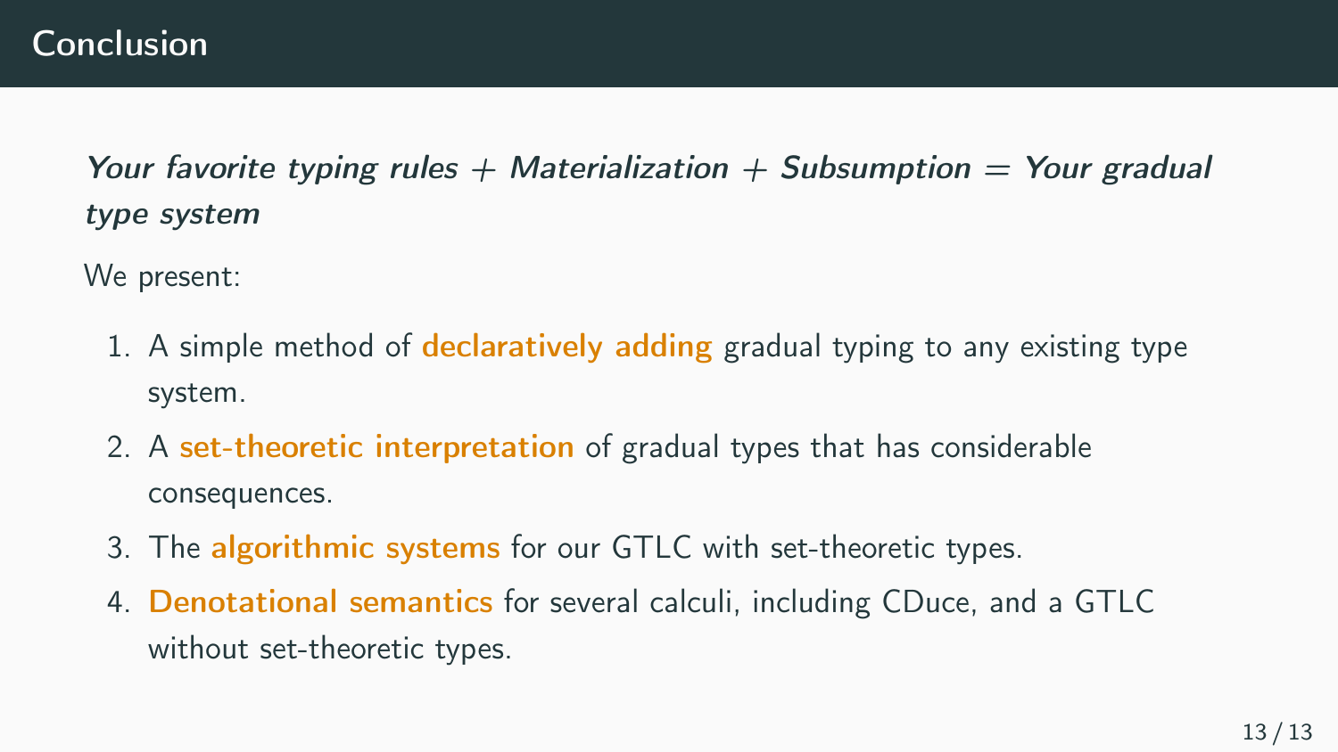# Conclusion

***Your favorite typing rules + Materialization + Subsumption = Your gradual type system***

We present:

1. A simple method of **declaratively adding** gradual typing to any existing type system.
2. A **set-theoretic interpretation** of gradual types that has considerable consequences.
3. The **algorithmic systems** for our GTLC with set-theoretic types.
4. **Denotational semantics** for several calculi, including CDuce, and a GTLC without set-theoretic types.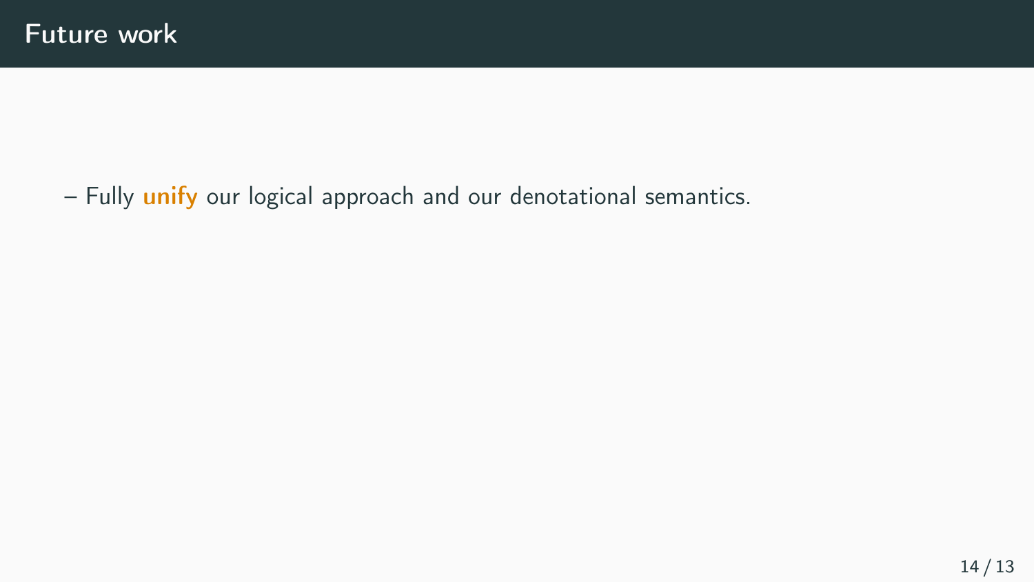# Future work

- Fully **unify** our logical approach and our denotational semantics.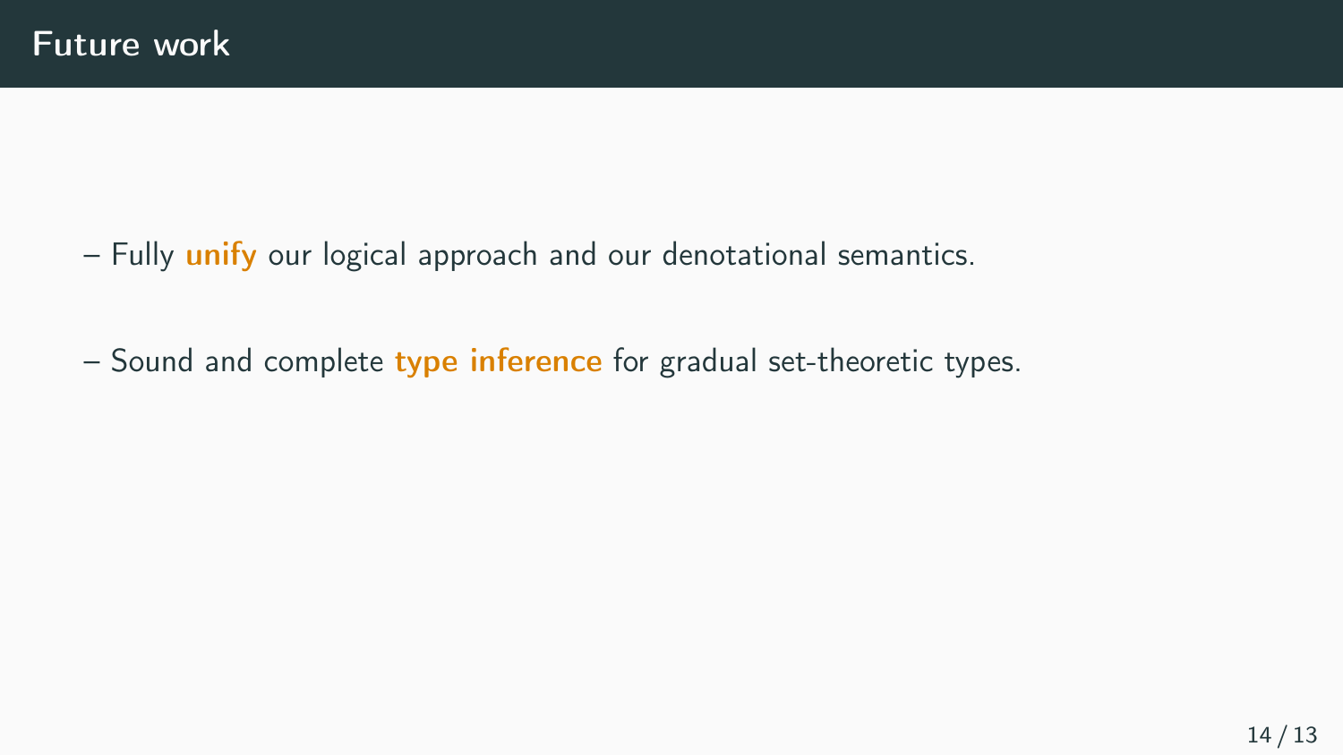# Future work

- Fully **unify** our logical approach and our denotational semantics.
- Sound and complete **type inference** for gradual set-theoretic types.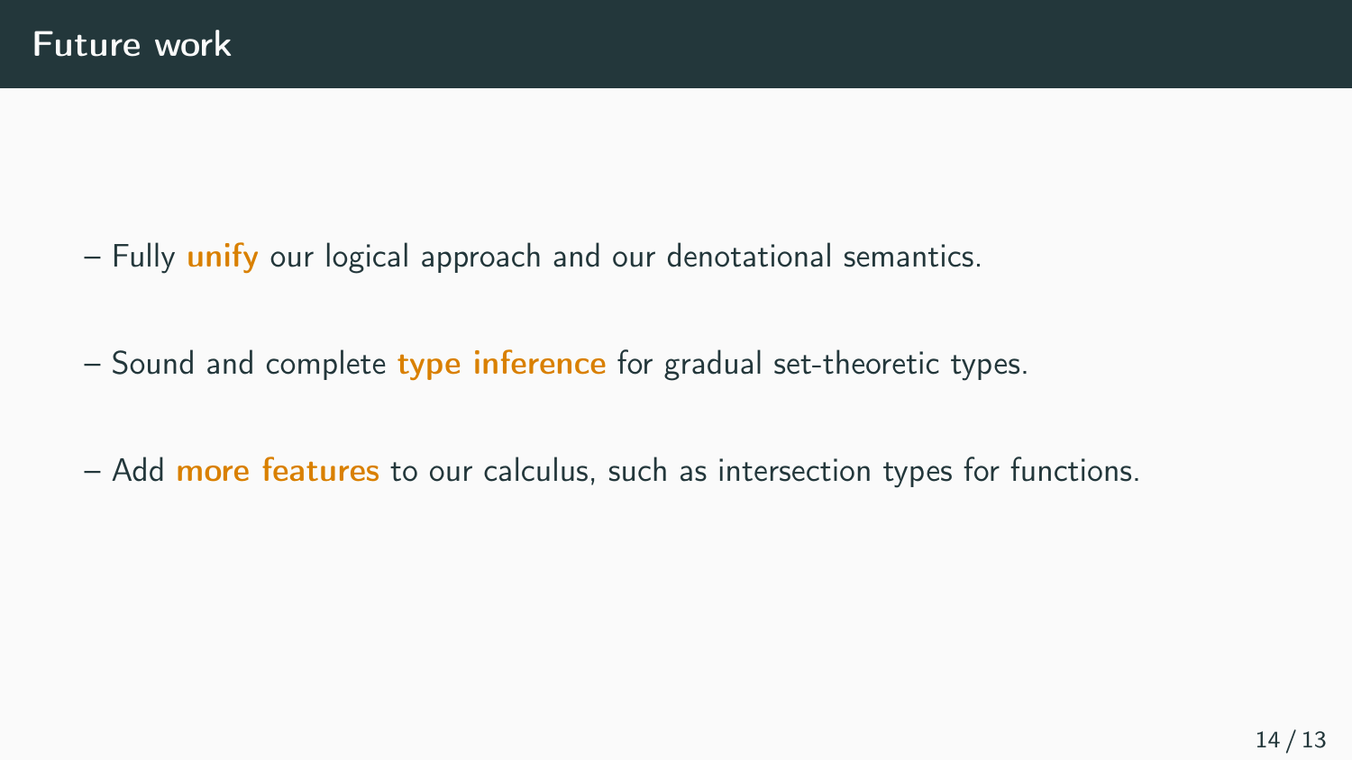# Future work

- Fully **unify** our logical approach and our denotational semantics.
- Sound and complete **type inference** for gradual set-theoretic types.
- Add **more features** to our calculus, such as intersection types for functions.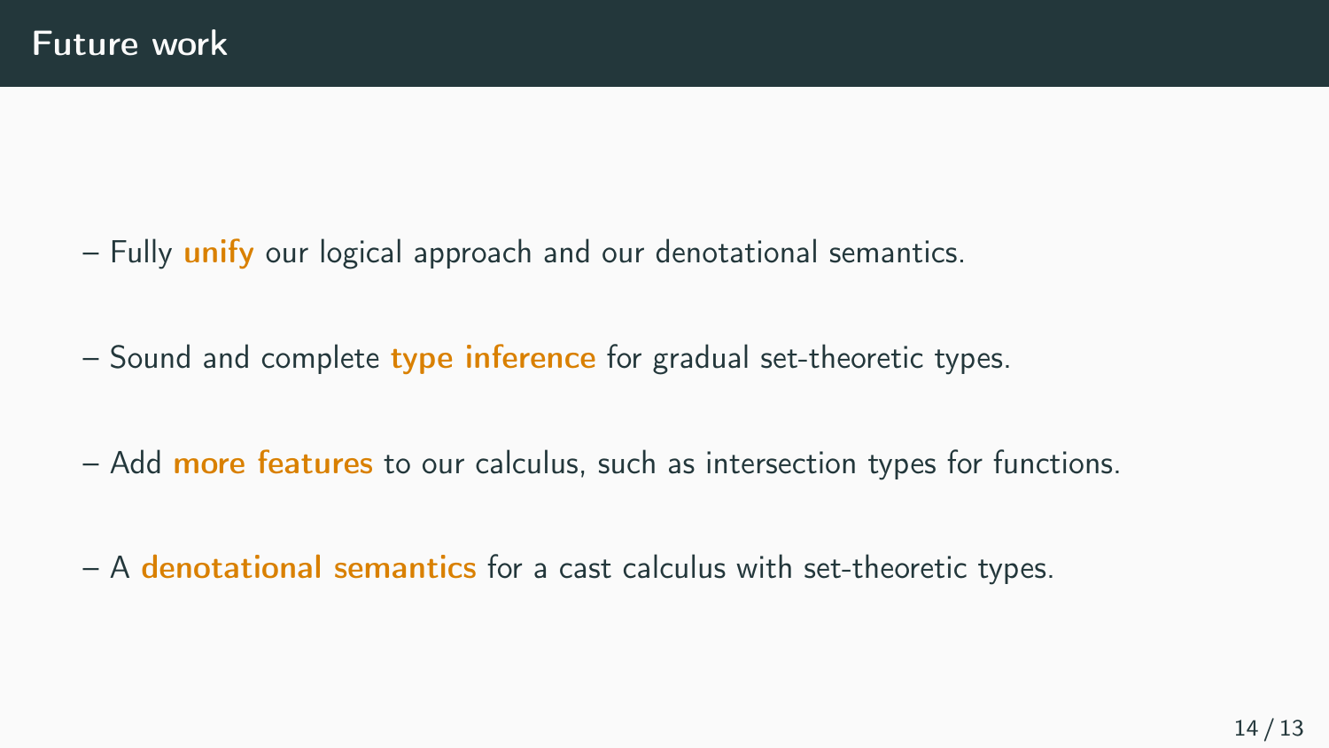# Future work

- Fully **unify** our logical approach and our denotational semantics.
- Sound and complete **type inference** for gradual set-theoretic types.
- Add **more features** to our calculus, such as intersection types for functions.
- A **denotational semantics** for a cast calculus with set-theoretic types.